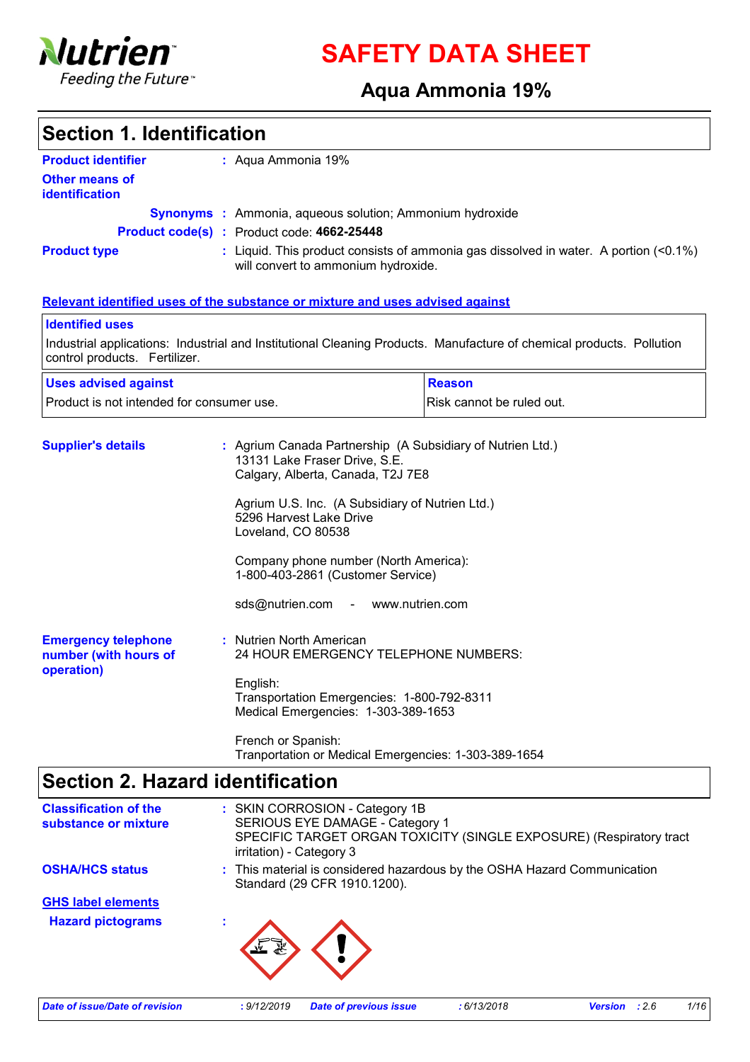# SAFETY DATA SHEET

## Aqua Ammonia 19%

## Section 1. Identification

**Product identifier** : Aqua Ammonia 19%

**Other means of identification**

**Synonyms** : Ammonia, aqueous solution; Ammonium hydroxide

**Product code(s)** : Product code: **4662-25448**

**Product type** : Liquid. This product consists of ammonia gas dissolved in water. A portion (<0.1%) will convert to ammonium hydroxide.

**Relevant identified uses of the substance or mixture and uses advised against**

**Identified uses**

Industrial applications: Industrial and Institutional Cleaning Products. Manufacture of chemical products. Pollution control products. Fertilizer.

| Uses advised against | Reason |
| --- | --- |
| Product is not intended for consumer use. | Risk cannot be ruled out. |

**Supplier's details** : Agrium Canada Partnership (A Subsidiary of Nutrien Ltd.)
13131 Lake Fraser Drive, S.E.
Calgary, Alberta, Canada, T2J 7E8

Agrium U.S. Inc. (A Subsidiary of Nutrien Ltd.)
5296 Harvest Lake Drive
Loveland, CO 80538

Company phone number (North America):
1-800-403-2861 (Customer Service)

sds@nutrien.com - www.nutrien.com

**Emergency telephone number (with hours of operation)** : Nutrien North American
24 HOUR EMERGENCY TELEPHONE NUMBERS:

English:
Transportation Emergencies: 1-800-792-8311
Medical Emergencies: 1-303-389-1653

French or Spanish:
Tranportation or Medical Emergencies: 1-303-389-1654

## Section 2. Hazard identification

**Classification of the substance or mixture** : SKIN CORROSION - Category 1B
SERIOUS EYE DAMAGE - Category 1
SPECIFIC TARGET ORGAN TOXICITY (SINGLE EXPOSURE) (Respiratory tract irritation) - Category 3

**OSHA/HCS status** : This material is considered hazardous by the OSHA Hazard Communication Standard (29 CFR 1910.1200).

**GHS label elements**

**Hazard pictograms** :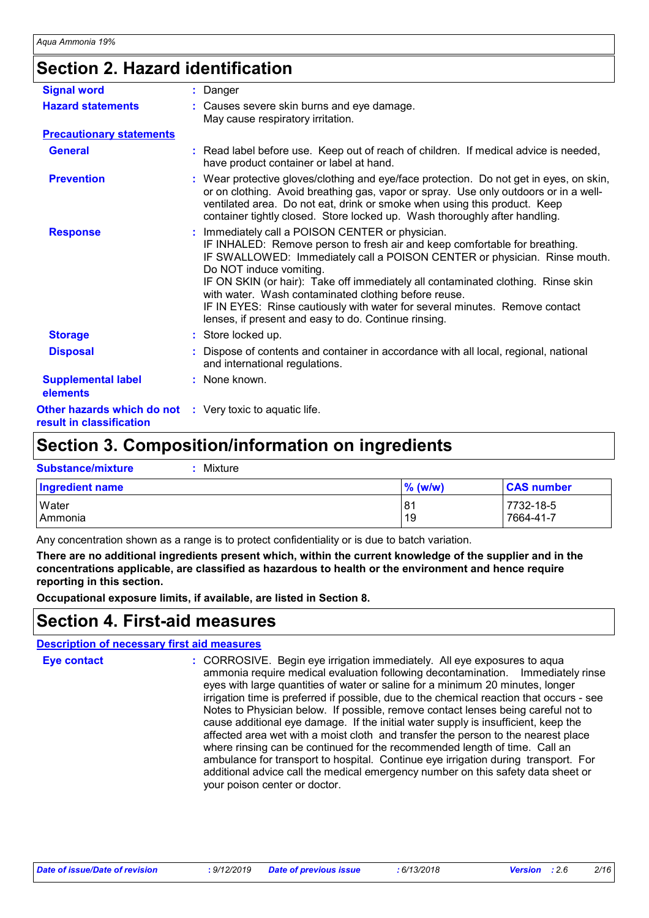## Section 2. Hazard identification

**Signal word** : Danger

**Hazard statements** : Causes severe skin burns and eye damage.
May cause respiratory irritation.

**Precautionary statements**

**General** : Read label before use. Keep out of reach of children. If medical advice is needed, have product container or label at hand.

**Prevention** : Wear protective gloves/clothing and eye/face protection. Do not get in eyes, on skin, or on clothing. Avoid breathing gas, vapor or spray. Use only outdoors or in a well-ventilated area. Do not eat, drink or smoke when using this product. Keep container tightly closed. Store locked up. Wash thoroughly after handling.

**Response** : Immediately call a POISON CENTER or physician.
IF INHALED: Remove person to fresh air and keep comfortable for breathing.
IF SWALLOWED: Immediately call a POISON CENTER or physician. Rinse mouth. Do NOT induce vomiting.
IF ON SKIN (or hair): Take off immediately all contaminated clothing. Rinse skin with water. Wash contaminated clothing before reuse.
IF IN EYES: Rinse cautiously with water for several minutes. Remove contact lenses, if present and easy to do. Continue rinsing.

**Storage** : Store locked up.

**Disposal** : Dispose of contents and container in accordance with all local, regional, national and international regulations.

**Supplemental label elements** : None known.

**Other hazards which do not result in classification** : Very toxic to aquatic life.

## Section 3. Composition/information on ingredients

**Substance/mixture** : Mixture

| Ingredient name | % (w/w) | CAS number |
|---|---|---|
| Water | 81 | 7732-18-5 |
| Ammonia | 19 | 7664-41-7 |

Any concentration shown as a range is to protect confidentiality or is due to batch variation.

**There are no additional ingredients present which, within the current knowledge of the supplier and in the concentrations applicable, are classified as hazardous to health or the environment and hence require reporting in this section.**

**Occupational exposure limits, if available, are listed in Section 8.**

## Section 4. First-aid measures

**Description of necessary first aid measures**

**Eye contact** : CORROSIVE. Begin eye irrigation immediately. All eye exposures to aqua ammonia require medical evaluation following decontamination. Immediately rinse eyes with large quantities of water or saline for a minimum 20 minutes, longer irrigation time is preferred if possible, due to the chemical reaction that occurs - see Notes to Physician below. If possible, remove contact lenses being careful not to cause additional eye damage. If the initial water supply is insufficient, keep the affected area wet with a moist cloth and transfer the person to the nearest place where rinsing can be continued for the recommended length of time. Call an ambulance for transport to hospital. Continue eye irrigation during transport. For additional advice call the medical emergency number on this safety data sheet or your poison center or doctor.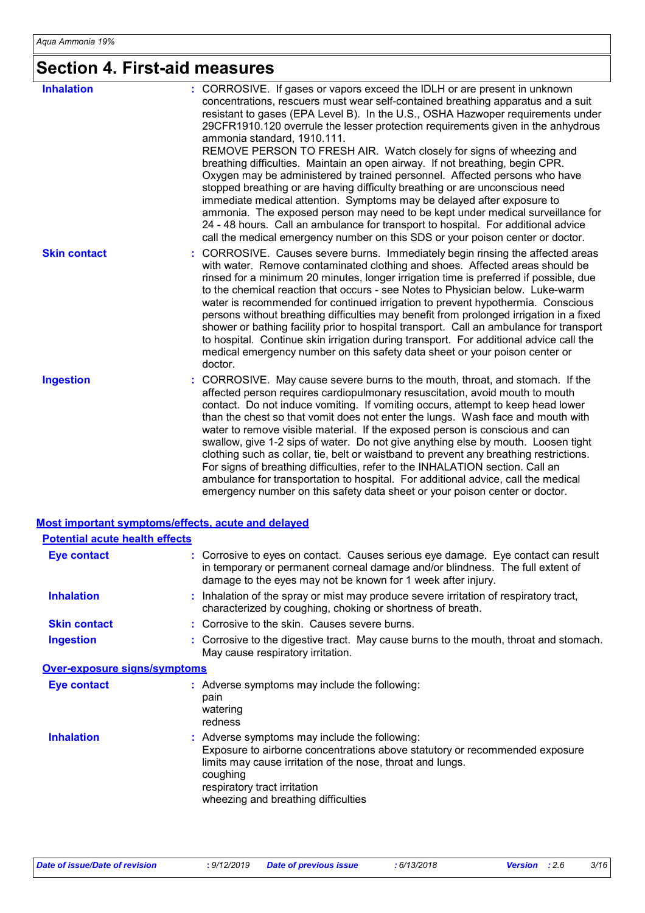## Section 4. First-aid measures

| | |
|---|---|
| **Inhalation** | CORROSIVE. If gases or vapors exceed the IDLH or are present in unknown concentrations, rescuers must wear self-contained breathing apparatus and a suit resistant to gases (EPA Level B). In the U.S., OSHA Hazwoper requirements under 29CFR1910.120 overrule the lesser protection requirements given in the anhydrous ammonia standard, 1910.111. REMOVE PERSON TO FRESH AIR. Watch closely for signs of wheezing and breathing difficulties. Maintain an open airway. If not breathing, begin CPR. Oxygen may be administered by trained personnel. Affected persons who have stopped breathing or are having difficulty breathing or are unconscious need immediate medical attention. Symptoms may be delayed after exposure to ammonia. The exposed person may need to be kept under medical surveillance for 24 - 48 hours. Call an ambulance for transport to hospital. For additional advice call the medical emergency number on this SDS or your poison center or doctor. |
| **Skin contact** | CORROSIVE. Causes severe burns. Immediately begin rinsing the affected areas with water. Remove contaminated clothing and shoes. Affected areas should be rinsed for a minimum 20 minutes, longer irrigation time is preferred if possible, due to the chemical reaction that occurs - see Notes to Physician below. Luke-warm water is recommended for continued irrigation to prevent hypothermia. Conscious persons without breathing difficulties may benefit from prolonged irrigation in a fixed shower or bathing facility prior to hospital transport. Call an ambulance for transport to hospital. Continue skin irrigation during transport. For additional advice call the medical emergency number on this safety data sheet or your poison center or doctor. |
| **Ingestion** | CORROSIVE. May cause severe burns to the mouth, throat, and stomach. If the affected person requires cardiopulmonary resuscitation, avoid mouth to mouth contact. Do not induce vomiting. If vomiting occurs, attempt to keep head lower than the chest so that vomit does not enter the lungs. Wash face and mouth with water to remove visible material. If the exposed person is conscious and can swallow, give 1-2 sips of water. Do not give anything else by mouth. Loosen tight clothing such as collar, tie, belt or waistband to prevent any breathing restrictions. For signs of breathing difficulties, refer to the INHALATION section. Call an ambulance for transportation to hospital. For additional advice, call the medical emergency number on this safety data sheet or your poison center or doctor. |

### Most important symptoms/effects, acute and delayed

#### Potential acute health effects

| | |
|---|---|
| **Eye contact** | Corrosive to eyes on contact. Causes serious eye damage. Eye contact can result in temporary or permanent corneal damage and/or blindness. The full extent of damage to the eyes may not be known for 1 week after injury. |
| **Inhalation** | Inhalation of the spray or mist may produce severe irritation of respiratory tract, characterized by coughing, choking or shortness of breath. |
| **Skin contact** | Corrosive to the skin. Causes severe burns. |
| **Ingestion** | Corrosive to the digestive tract. May cause burns to the mouth, throat and stomach. May cause respiratory irritation. |

#### Over-exposure signs/symptoms

| | |
|---|---|
| **Eye contact** | Adverse symptoms may include the following:<br>pain<br>watering<br>redness |
| **Inhalation** | Adverse symptoms may include the following:<br>Exposure to airborne concentrations above statutory or recommended exposure limits may cause irritation of the nose, throat and lungs.<br>coughing<br>respiratory tract irritation<br>wheezing and breathing difficulties |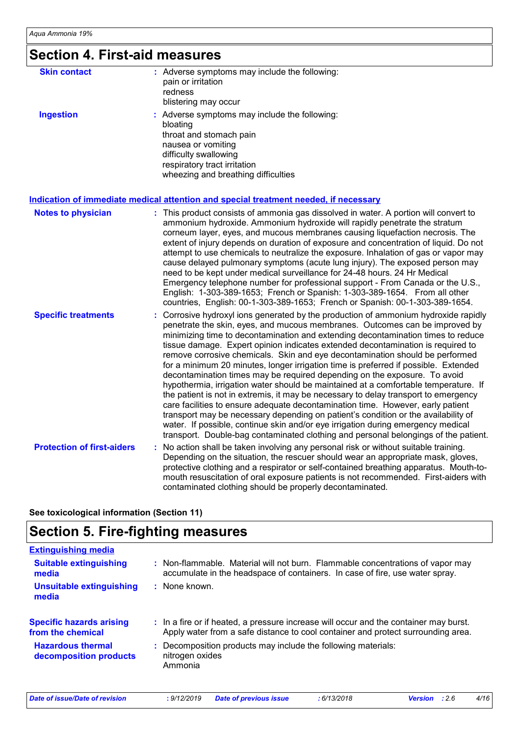## Section 4. First-aid measures

**Skin contact** : Adverse symptoms may include the following:
pain or irritation
redness
blistering may occur

**Ingestion** : Adverse symptoms may include the following:
bloating
throat and stomach pain
nausea or vomiting
difficulty swallowing
respiratory tract irritation
wheezing and breathing difficulties

### Indication of immediate medical attention and special treatment needed, if necessary

**Notes to physician** : This product consists of ammonia gas dissolved in water. A portion will convert to ammonium hydroxide. Ammonium hydroxide will rapidly penetrate the stratum corneum layer, eyes, and mucous membranes causing liquefaction necrosis. The extent of injury depends on duration of exposure and concentration of liquid. Do not attempt to use chemicals to neutralize the exposure. Inhalation of gas or vapor may cause delayed pulmonary symptoms (acute lung injury). The exposed person may need to be kept under medical surveillance for 24-48 hours. 24 Hr Medical Emergency telephone number for professional support - From Canada or the U.S., English: 1-303-389-1653; French or Spanish: 1-303-389-1654. From all other countries, English: 00-1-303-389-1653; French or Spanish: 00-1-303-389-1654.

**Specific treatments** : Corrosive hydroxyl ions generated by the production of ammonium hydroxide rapidly penetrate the skin, eyes, and mucous membranes. Outcomes can be improved by minimizing time to decontamination and extending decontamination times to reduce tissue damage. Expert opinion indicates extended decontamination is required to remove corrosive chemicals. Skin and eye decontamination should be performed for a minimum 20 minutes, longer irrigation time is preferred if possible. Extended decontamination times may be required depending on the exposure. To avoid hypothermia, irrigation water should be maintained at a comfortable temperature. If the patient is not in extremis, it may be necessary to delay transport to emergency care facilities to ensure adequate decontamination time. However, early patient transport may be necessary depending on patient's condition or the availability of water. If possible, continue skin and/or eye irrigation during emergency medical transport. Double-bag contaminated clothing and personal belongings of the patient.

**Protection of first-aiders** : No action shall be taken involving any personal risk or without suitable training. Depending on the situation, the rescuer should wear an appropriate mask, gloves, protective clothing and a respirator or self-contained breathing apparatus. Mouth-to-mouth resuscitation of oral exposure patients is not recommended. First-aiders with contaminated clothing should be properly decontaminated.

**See toxicological information (Section 11)**

## Section 5. Fire-fighting measures

### Extinguishing media

**Suitable extinguishing media** : Non-flammable. Material will not burn. Flammable concentrations of vapor may accumulate in the headspace of containers. In case of fire, use water spray.

**Unsuitable extinguishing media** : None known.

**Specific hazards arising from the chemical** : In a fire or if heated, a pressure increase will occur and the container may burst. Apply water from a safe distance to cool container and protect surrounding area.

**Hazardous thermal decomposition products** : Decomposition products may include the following materials:
nitrogen oxides
Ammonia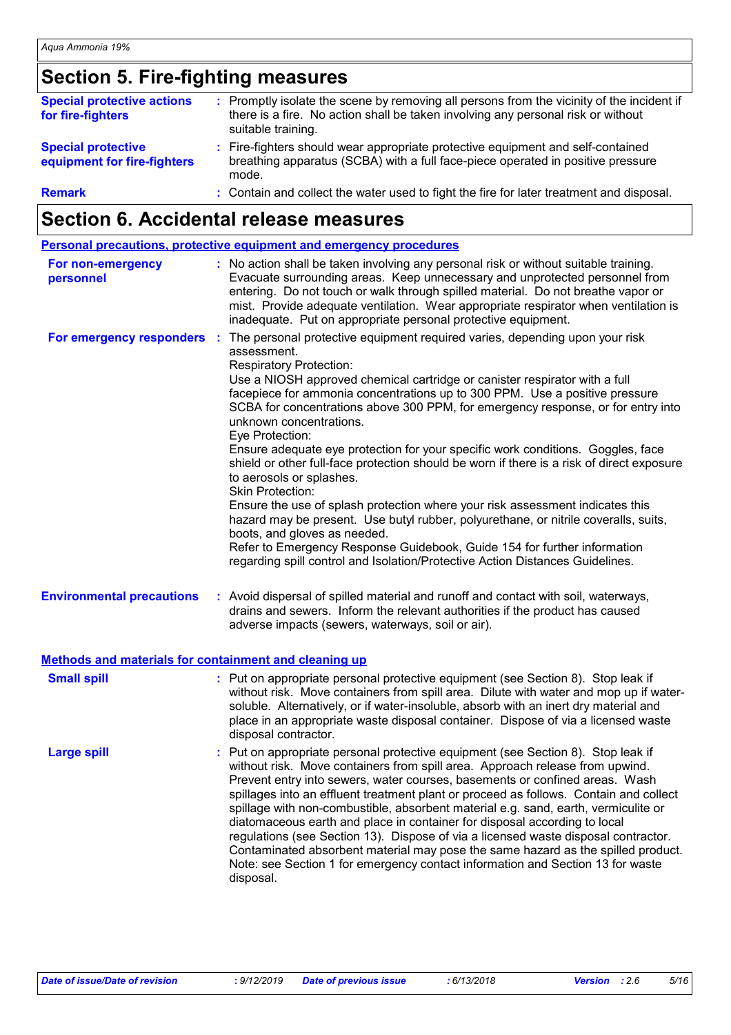## Section 5. Fire-fighting measures

**Special protective actions for fire-fighters** : Promptly isolate the scene by removing all persons from the vicinity of the incident if there is a fire. No action shall be taken involving any personal risk or without suitable training.

**Special protective equipment for fire-fighters** : Fire-fighters should wear appropriate protective equipment and self-contained breathing apparatus (SCBA) with a full face-piece operated in positive pressure mode.

**Remark** : Contain and collect the water used to fight the fire for later treatment and disposal.

## Section 6. Accidental release measures

### Personal precautions, protective equipment and emergency procedures

**For non-emergency personnel** : No action shall be taken involving any personal risk or without suitable training. Evacuate surrounding areas. Keep unnecessary and unprotected personnel from entering. Do not touch or walk through spilled material. Do not breathe vapor or mist. Provide adequate ventilation. Wear appropriate respirator when ventilation is inadequate. Put on appropriate personal protective equipment.

**For emergency responders** : The personal protective equipment required varies, depending upon your risk assessment.
Respiratory Protection:
Use a NIOSH approved chemical cartridge or canister respirator with a full facepiece for ammonia concentrations up to 300 PPM. Use a positive pressure SCBA for concentrations above 300 PPM, for emergency response, or for entry into unknown concentrations.
Eye Protection:
Ensure adequate eye protection for your specific work conditions. Goggles, face shield or other full-face protection should be worn if there is a risk of direct exposure to aerosols or splashes.
Skin Protection:
Ensure the use of splash protection where your risk assessment indicates this hazard may be present. Use butyl rubber, polyurethane, or nitrile coveralls, suits, boots, and gloves as needed.
Refer to Emergency Response Guidebook, Guide 154 for further information regarding spill control and Isolation/Protective Action Distances Guidelines.

**Environmental precautions** : Avoid dispersal of spilled material and runoff and contact with soil, waterways, drains and sewers. Inform the relevant authorities if the product has caused adverse impacts (sewers, waterways, soil or air).

### Methods and materials for containment and cleaning up

**Small spill** : Put on appropriate personal protective equipment (see Section 8). Stop leak if without risk. Move containers from spill area. Dilute with water and mop up if water-soluble. Alternatively, or if water-insoluble, absorb with an inert dry material and place in an appropriate waste disposal container. Dispose of via a licensed waste disposal contractor.

**Large spill** : Put on appropriate personal protective equipment (see Section 8). Stop leak if without risk. Move containers from spill area. Approach release from upwind. Prevent entry into sewers, water courses, basements or confined areas. Wash spillages into an effluent treatment plant or proceed as follows. Contain and collect spillage with non-combustible, absorbent material e.g. sand, earth, vermiculite or diatomaceous earth and place in container for disposal according to local regulations (see Section 13). Dispose of via a licensed waste disposal contractor. Contaminated absorbent material may pose the same hazard as the spilled product. Note: see Section 1 for emergency contact information and Section 13 for waste disposal.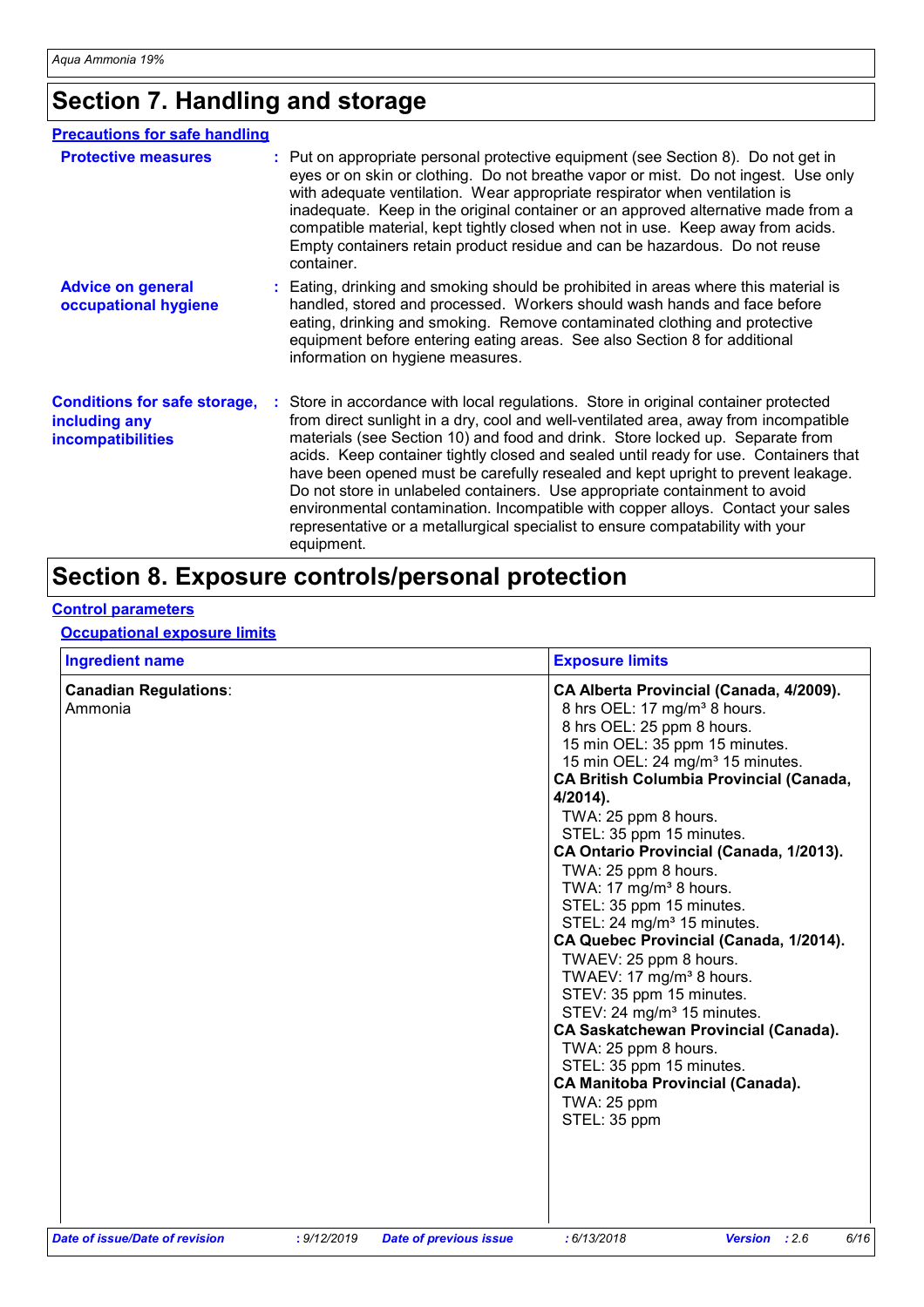## Section 7. Handling and storage

### Precautions for safe handling

**Protective measures** : Put on appropriate personal protective equipment (see Section 8). Do not get in eyes or on skin or clothing. Do not breathe vapor or mist. Do not ingest. Use only with adequate ventilation. Wear appropriate respirator when ventilation is inadequate. Keep in the original container or an approved alternative made from a compatible material, kept tightly closed when not in use. Keep away from acids. Empty containers retain product residue and can be hazardous. Do not reuse container.

**Advice on general occupational hygiene** : Eating, drinking and smoking should be prohibited in areas where this material is handled, stored and processed. Workers should wash hands and face before eating, drinking and smoking. Remove contaminated clothing and protective equipment before entering eating areas. See also Section 8 for additional information on hygiene measures.

**Conditions for safe storage, including any incompatibilities** : Store in accordance with local regulations. Store in original container protected from direct sunlight in a dry, cool and well-ventilated area, away from incompatible materials (see Section 10) and food and drink. Store locked up. Separate from acids. Keep container tightly closed and sealed until ready for use. Containers that have been opened must be carefully resealed and kept upright to prevent leakage. Do not store in unlabeled containers. Use appropriate containment to avoid environmental contamination. Incompatible with copper alloys. Contact your sales representative or a metallurgical specialist to ensure compatability with your equipment.

## Section 8. Exposure controls/personal protection

### Control parameters

#### Occupational exposure limits

| Ingredient name | Exposure limits |
|---|---|
| **Canadian Regulations**:<br>Ammonia | **CA Alberta Provincial (Canada, 4/2009).**<br>8 hrs OEL: 17 mg/m³ 8 hours.<br>8 hrs OEL: 25 ppm 8 hours.<br>15 min OEL: 35 ppm 15 minutes.<br>15 min OEL: 24 mg/m³ 15 minutes.<br>**CA British Columbia Provincial (Canada, 4/2014).**<br>TWA: 25 ppm 8 hours.<br>STEL: 35 ppm 15 minutes.<br>**CA Ontario Provincial (Canada, 1/2013).**<br>TWA: 25 ppm 8 hours.<br>TWA: 17 mg/m³ 8 hours.<br>STEL: 35 ppm 15 minutes.<br>STEL: 24 mg/m³ 15 minutes.<br>**CA Quebec Provincial (Canada, 1/2014).**<br>TWAEV: 25 ppm 8 hours.<br>TWAEV: 17 mg/m³ 8 hours.<br>STEV: 35 ppm 15 minutes.<br>STEV: 24 mg/m³ 15 minutes.<br>**CA Saskatchewan Provincial (Canada).**<br>TWA: 25 ppm 8 hours.<br>STEL: 35 ppm 15 minutes.<br>**CA Manitoba Provincial (Canada).**<br>TWA: 25 ppm<br>STEL: 35 ppm |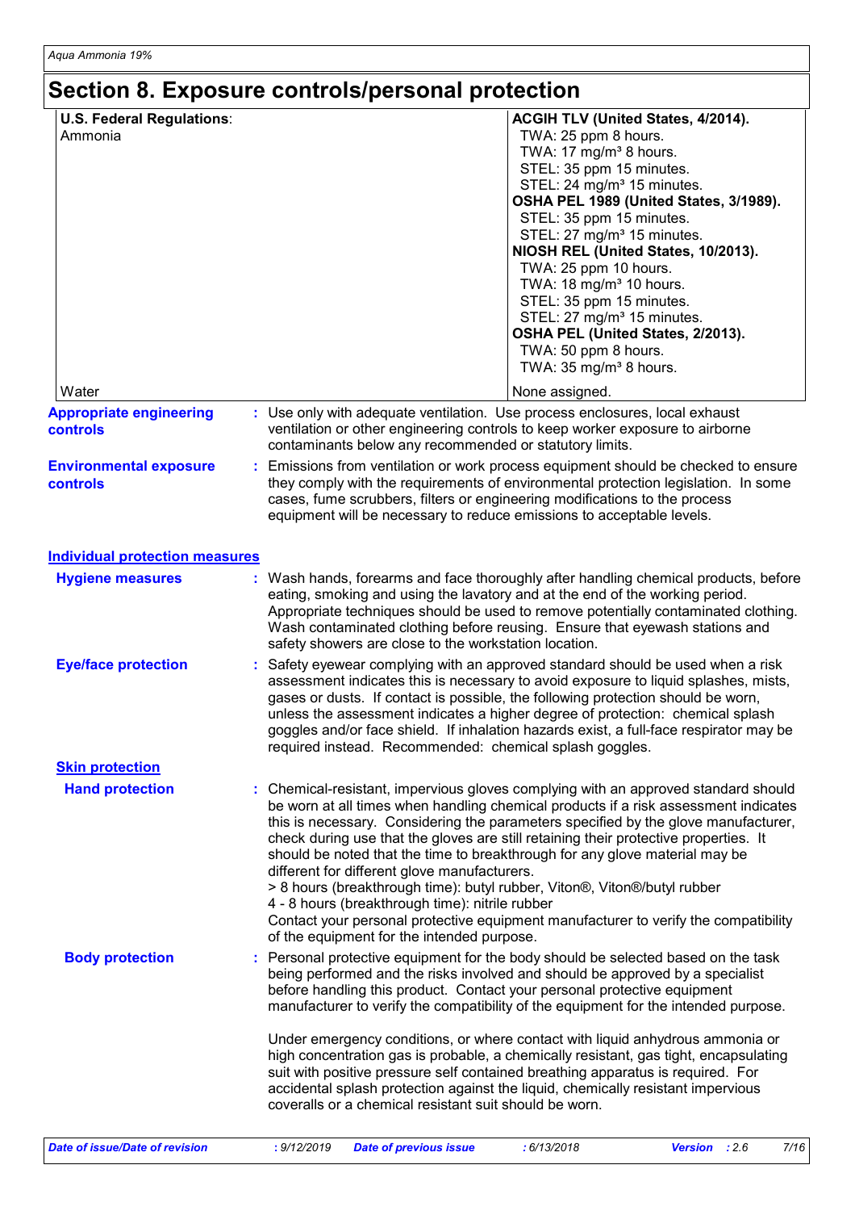# Section 8. Exposure controls/personal protection

| | |
|---|---|
| **U.S. Federal Regulations**:<br>Ammonia | **ACGIH TLV (United States, 4/2014).**<br>TWA: 25 ppm 8 hours.<br>TWA: 17 mg/m³ 8 hours.<br>STEL: 35 ppm 15 minutes.<br>STEL: 24 mg/m³ 15 minutes.<br>**OSHA PEL 1989 (United States, 3/1989).**<br>STEL: 35 ppm 15 minutes.<br>STEL: 27 mg/m³ 15 minutes.<br>**NIOSH REL (United States, 10/2013).**<br>TWA: 25 ppm 10 hours.<br>TWA: 18 mg/m³ 10 hours.<br>STEL: 35 ppm 15 minutes.<br>STEL: 27 mg/m³ 15 minutes.<br>**OSHA PEL (United States, 2/2013).**<br>TWA: 50 ppm 8 hours.<br>TWA: 35 mg/m³ 8 hours. |
| Water | None assigned. |

**Appropriate engineering controls** : Use only with adequate ventilation. Use process enclosures, local exhaust ventilation or other engineering controls to keep worker exposure to airborne contaminants below any recommended or statutory limits.

**Environmental exposure controls** : Emissions from ventilation or work process equipment should be checked to ensure they comply with the requirements of environmental protection legislation. In some cases, fume scrubbers, filters or engineering modifications to the process equipment will be necessary to reduce emissions to acceptable levels.

## Individual protection measures

**Hygiene measures** : Wash hands, forearms and face thoroughly after handling chemical products, before eating, smoking and using the lavatory and at the end of the working period. Appropriate techniques should be used to remove potentially contaminated clothing. Wash contaminated clothing before reusing. Ensure that eyewash stations and safety showers are close to the workstation location.

**Eye/face protection** : Safety eyewear complying with an approved standard should be used when a risk assessment indicates this is necessary to avoid exposure to liquid splashes, mists, gases or dusts. If contact is possible, the following protection should be worn, unless the assessment indicates a higher degree of protection: chemical splash goggles and/or face shield. If inhalation hazards exist, a full-face respirator may be required instead. Recommended: chemical splash goggles.

### Skin protection

**Hand protection** : Chemical-resistant, impervious gloves complying with an approved standard should be worn at all times when handling chemical products if a risk assessment indicates this is necessary. Considering the parameters specified by the glove manufacturer, check during use that the gloves are still retaining their protective properties. It should be noted that the time to breakthrough for any glove material may be different for different glove manufacturers.
> 8 hours (breakthrough time): butyl rubber, Viton®, Viton®/butyl rubber
4 - 8 hours (breakthrough time): nitrile rubber
Contact your personal protective equipment manufacturer to verify the compatibility of the equipment for the intended purpose.

**Body protection** : Personal protective equipment for the body should be selected based on the task being performed and the risks involved and should be approved by a specialist before handling this product. Contact your personal protective equipment manufacturer to verify the compatibility of the equipment for the intended purpose.

Under emergency conditions, or where contact with liquid anhydrous ammonia or high concentration gas is probable, a chemically resistant, gas tight, encapsulating suit with positive pressure self contained breathing apparatus is required. For accidental splash protection against the liquid, chemically resistant impervious coveralls or a chemical resistant suit should be worn.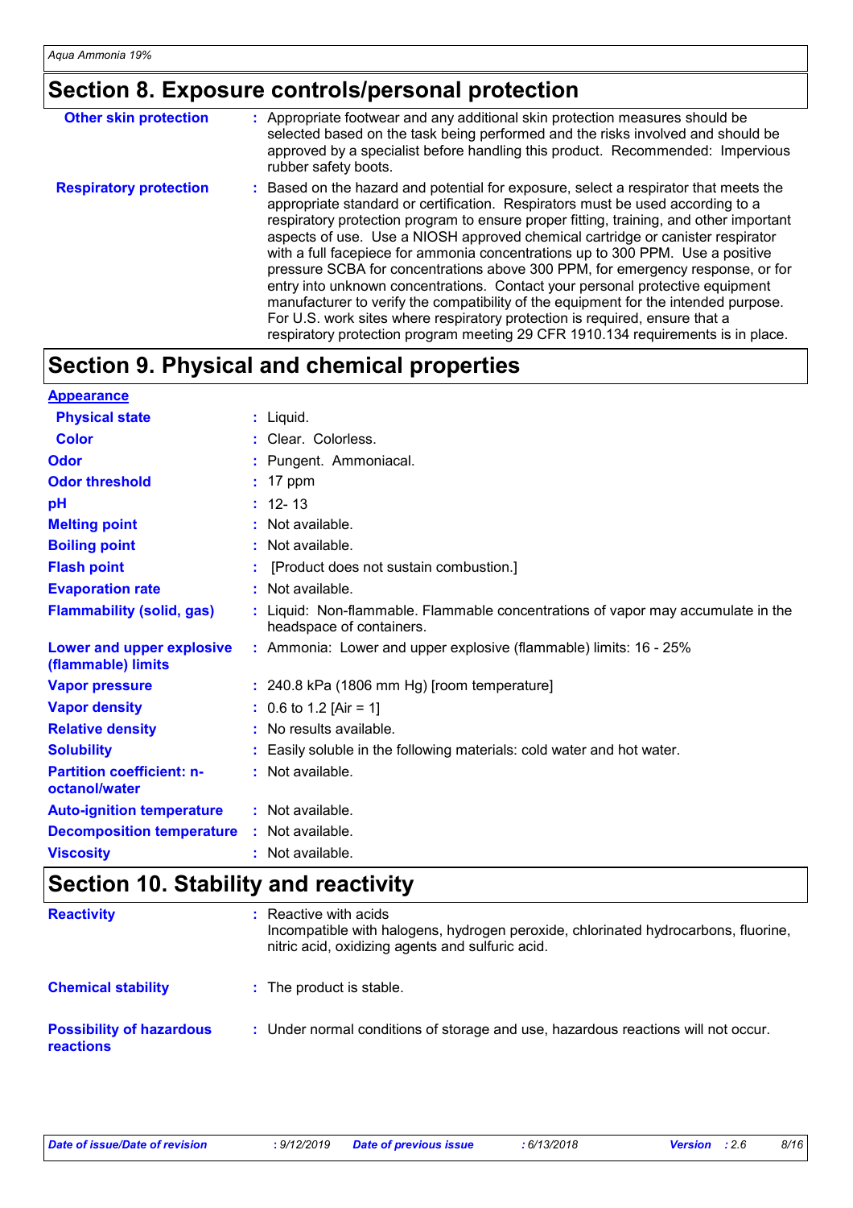## Section 8. Exposure controls/personal protection

| | |
|---|---|
| **Other skin protection** | : Appropriate footwear and any additional skin protection measures should be selected based on the task being performed and the risks involved and should be approved by a specialist before handling this product. Recommended: Impervious rubber safety boots. |
| **Respiratory protection** | : Based on the hazard and potential for exposure, select a respirator that meets the appropriate standard or certification. Respirators must be used according to a respiratory protection program to ensure proper fitting, training, and other important aspects of use. Use a NIOSH approved chemical cartridge or canister respirator with a full facepiece for ammonia concentrations up to 300 PPM. Use a positive pressure SCBA for concentrations above 300 PPM, for emergency response, or for entry into unknown concentrations. Contact your personal protective equipment manufacturer to verify the compatibility of the equipment for the intended purpose. For U.S. work sites where respiratory protection is required, ensure that a respiratory protection program meeting 29 CFR 1910.134 requirements is in place. |

## Section 9. Physical and chemical properties

**Appearance**

| | |
|---|---|
| **Physical state** | : Liquid. |
| **Color** | : Clear. Colorless. |
| **Odor** | : Pungent. Ammoniacal. |
| **Odor threshold** | : 17 ppm |
| **pH** | : 12- 13 |
| **Melting point** | : Not available. |
| **Boiling point** | : Not available. |
| **Flash point** | : [Product does not sustain combustion.] |
| **Evaporation rate** | : Not available. |
| **Flammability (solid, gas)** | : Liquid: Non-flammable. Flammable concentrations of vapor may accumulate in the headspace of containers. |
| **Lower and upper explosive (flammable) limits** | : Ammonia: Lower and upper explosive (flammable) limits: 16 - 25% |
| **Vapor pressure** | : 240.8 kPa (1806 mm Hg) [room temperature] |
| **Vapor density** | : 0.6 to 1.2 [Air = 1] |
| **Relative density** | : No results available. |
| **Solubility** | : Easily soluble in the following materials: cold water and hot water. |
| **Partition coefficient: n-octanol/water** | : Not available. |
| **Auto-ignition temperature** | : Not available. |
| **Decomposition temperature** | : Not available. |
| **Viscosity** | : Not available. |

## Section 10. Stability and reactivity

| | |
|---|---|
| **Reactivity** | : Reactive with acids<br>Incompatible with halogens, hydrogen peroxide, chlorinated hydrocarbons, fluorine, nitric acid, oxidizing agents and sulfuric acid. |
| **Chemical stability** | : The product is stable. |
| **Possibility of hazardous reactions** | : Under normal conditions of storage and use, hazardous reactions will not occur. |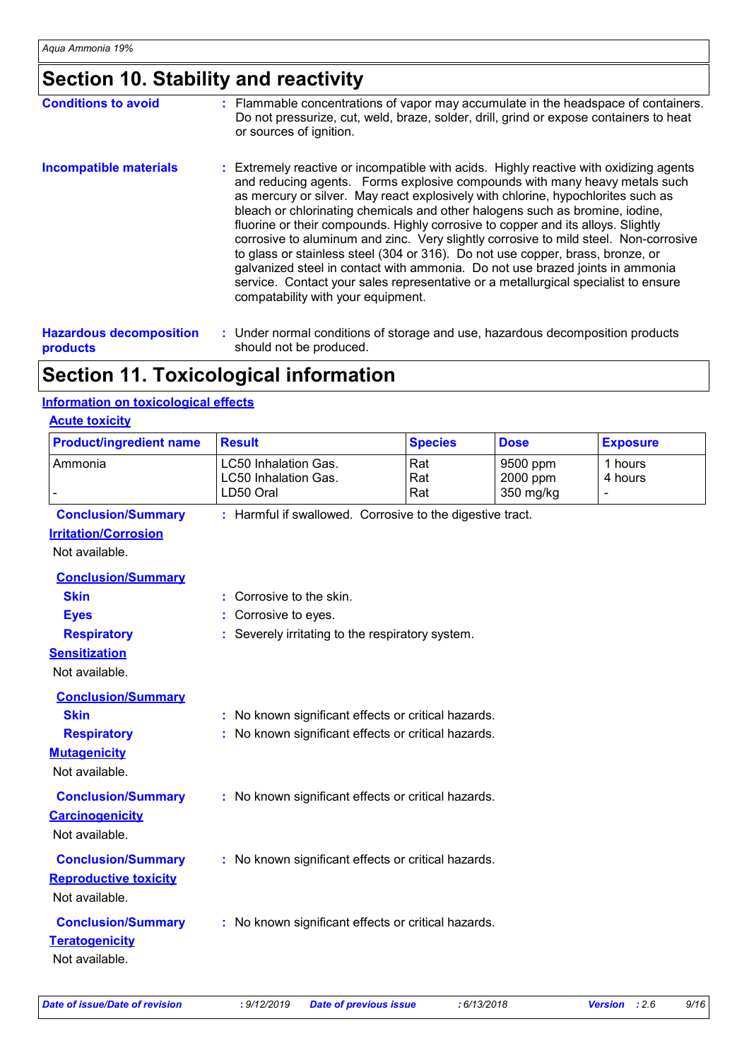## Section 10. Stability and reactivity

**Conditions to avoid** : Flammable concentrations of vapor may accumulate in the headspace of containers. Do not pressurize, cut, weld, braze, solder, drill, grind or expose containers to heat or sources of ignition.

**Incompatible materials** : Extremely reactive or incompatible with acids. Highly reactive with oxidizing agents and reducing agents. Forms explosive compounds with many heavy metals such as mercury or silver. May react explosively with chlorine, hypochlorites such as bleach or chlorinating chemicals and other halogens such as bromine, iodine, fluorine or their compounds. Highly corrosive to copper and its alloys. Slightly corrosive to aluminum and zinc. Very slightly corrosive to mild steel. Non-corrosive to glass or stainless steel (304 or 316). Do not use copper, brass, bronze, or galvanized steel in contact with ammonia. Do not use brazed joints in ammonia service. Contact your sales representative or a metallurgical specialist to ensure compatability with your equipment.

**Hazardous decomposition products** : Under normal conditions of storage and use, hazardous decomposition products should not be produced.

## Section 11. Toxicological information

### Information on toxicological effects

#### Acute toxicity

| Product/ingredient name | Result | Species | Dose | Exposure |
|---|---|---|---|---|
| Ammonia | LC50 Inhalation Gas. | Rat | 9500 ppm | 1 hours |
| | LC50 Inhalation Gas. | Rat | 2000 ppm | 4 hours |
| - | LD50 Oral | Rat | 350 mg/kg | - |

**Conclusion/Summary** : Harmful if swallowed. Corrosive to the digestive tract.

#### Irritation/Corrosion

Not available.

**Conclusion/Summary**

**Skin** : Corrosive to the skin.

**Eyes** : Corrosive to eyes.

**Respiratory** : Severely irritating to the respiratory system.

#### Sensitization

Not available.

**Conclusion/Summary**

**Skin** : No known significant effects or critical hazards.

**Respiratory** : No known significant effects or critical hazards.

#### Mutagenicity

Not available.

**Conclusion/Summary** : No known significant effects or critical hazards.

#### Carcinogenicity

Not available.

**Conclusion/Summary** : No known significant effects or critical hazards.

#### Reproductive toxicity

Not available.

**Conclusion/Summary** : No known significant effects or critical hazards.

#### Teratogenicity

Not available.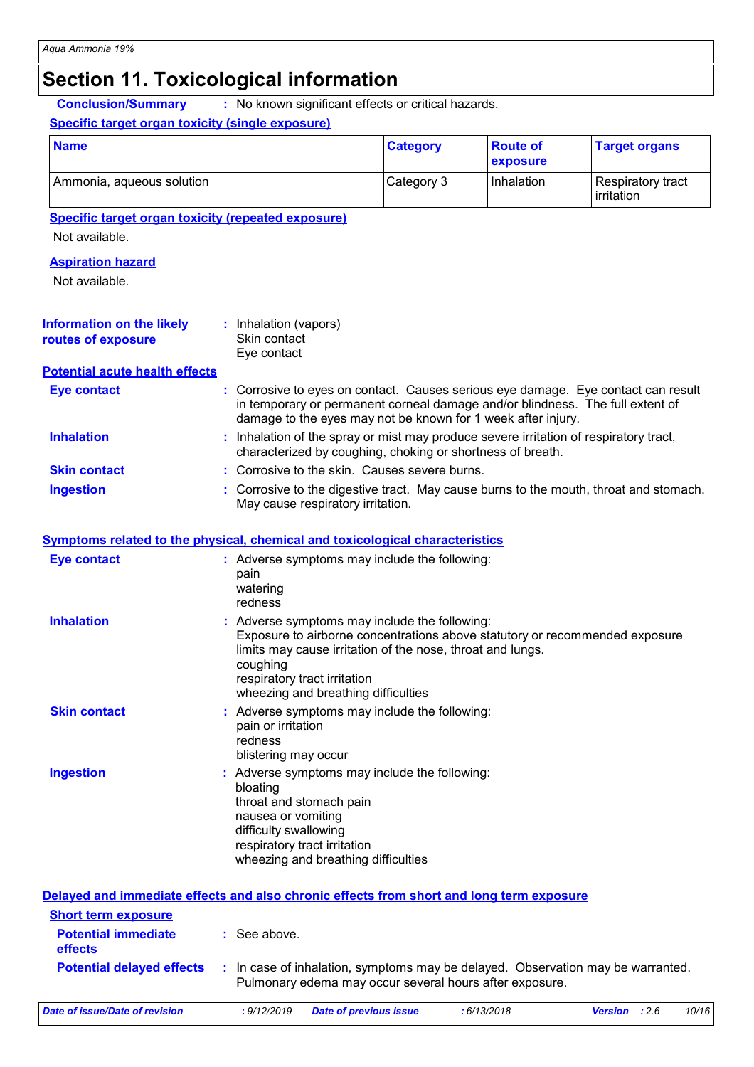# Section 11. Toxicological information

**Conclusion/Summary** : No known significant effects or critical hazards.

**Specific target organ toxicity (single exposure)**

| Name | Category | Route of exposure | Target organs |
|---|---|---|---|
| Ammonia, aqueous solution | Category 3 | Inhalation | Respiratory tract irritation |

**Specific target organ toxicity (repeated exposure)**

Not available.

**Aspiration hazard**

Not available.

**Information on the likely routes of exposure** : Inhalation (vapors)
Skin contact
Eye contact

**Potential acute health effects**

**Eye contact** : Corrosive to eyes on contact. Causes serious eye damage. Eye contact can result in temporary or permanent corneal damage and/or blindness. The full extent of damage to the eyes may not be known for 1 week after injury.

**Inhalation** : Inhalation of the spray or mist may produce severe irritation of respiratory tract, characterized by coughing, choking or shortness of breath.

**Skin contact** : Corrosive to the skin. Causes severe burns.

**Ingestion** : Corrosive to the digestive tract. May cause burns to the mouth, throat and stomach. May cause respiratory irritation.

**Symptoms related to the physical, chemical and toxicological characteristics**

**Eye contact** : Adverse symptoms may include the following:
pain
watering
redness

**Inhalation** : Adverse symptoms may include the following:
Exposure to airborne concentrations above statutory or recommended exposure limits may cause irritation of the nose, throat and lungs.
coughing
respiratory tract irritation
wheezing and breathing difficulties

**Skin contact** : Adverse symptoms may include the following:
pain or irritation
redness
blistering may occur

**Ingestion** : Adverse symptoms may include the following:
bloating
throat and stomach pain
nausea or vomiting
difficulty swallowing
respiratory tract irritation
wheezing and breathing difficulties

**Delayed and immediate effects and also chronic effects from short and long term exposure**

**Short term exposure**

**Potential immediate effects** : See above.

**Potential delayed effects** : In case of inhalation, symptoms may be delayed. Observation may be warranted. Pulmonary edema may occur several hours after exposure.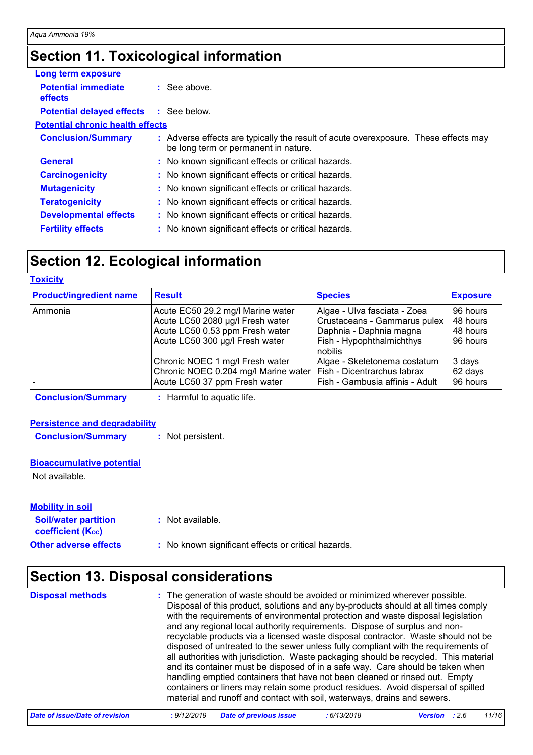## Section 11. Toxicological information

**Long term exposure**

**Potential immediate effects** : See above.

**Potential delayed effects** : See below.

**Potential chronic health effects**

**Conclusion/Summary** : Adverse effects are typically the result of acute overexposure. These effects may be long term or permanent in nature.

**General** : No known significant effects or critical hazards.

**Carcinogenicity** : No known significant effects or critical hazards.

**Mutagenicity** : No known significant effects or critical hazards.

**Teratogenicity** : No known significant effects or critical hazards.

**Developmental effects** : No known significant effects or critical hazards.

**Fertility effects** : No known significant effects or critical hazards.

## Section 12. Ecological information

**Toxicity**

| Product/ingredient name | Result | Species | Exposure |
|---|---|---|---|
| Ammonia | Acute EC50 29.2 mg/l Marine water | Algae - Ulva fasciata - Zoea | 96 hours |
| | Acute LC50 2080 µg/l Fresh water | Crustaceans - Gammarus pulex | 48 hours |
| | Acute LC50 0.53 ppm Fresh water | Daphnia - Daphnia magna | 48 hours |
| | Acute LC50 300 µg/l Fresh water | Fish - Hypophthalmichthys nobilis | 96 hours |
| | Chronic NOEC 1 mg/l Fresh water | Algae - Skeletonema costatum | 3 days |
| | Chronic NOEC 0.204 mg/l Marine water | Fish - Dicentrarchus labrax | 62 days |
| - | Acute LC50 37 ppm Fresh water | Fish - Gambusia affinis - Adult | 96 hours |

**Conclusion/Summary** : Harmful to aquatic life.

**Persistence and degradability**

**Conclusion/Summary** : Not persistent.

**Bioaccumulative potential**

Not available.

**Mobility in soil**

**Soil/water partition coefficient ($K_{OC}$)** : Not available.

**Other adverse effects** : No known significant effects or critical hazards.

## Section 13. Disposal considerations

**Disposal methods** : The generation of waste should be avoided or minimized wherever possible. Disposal of this product, solutions and any by-products should at all times comply with the requirements of environmental protection and waste disposal legislation and any regional local authority requirements. Dispose of surplus and non-recyclable products via a licensed waste disposal contractor. Waste should not be disposed of untreated to the sewer unless fully compliant with the requirements of all authorities with jurisdiction. Waste packaging should be recycled. This material and its container must be disposed of in a safe way. Care should be taken when handling emptied containers that have not been cleaned or rinsed out. Empty containers or liners may retain some product residues. Avoid dispersal of spilled material and runoff and contact with soil, waterways, drains and sewers.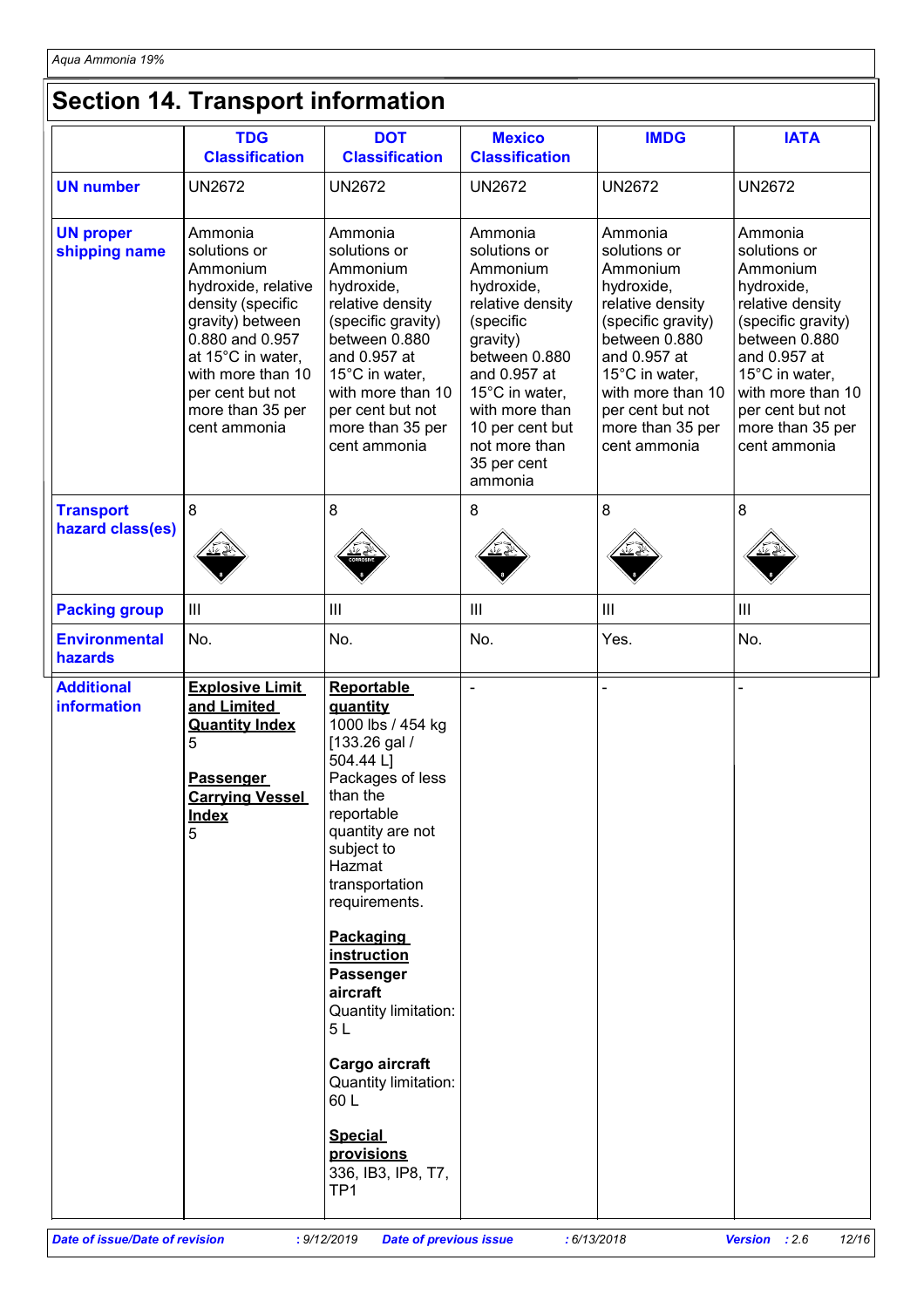## Section 14. Transport information

| | TDG Classification | DOT Classification | Mexico Classification | IMDG | IATA |
|---|---|---|---|---|---|
| **UN number** | UN2672 | UN2672 | UN2672 | UN2672 | UN2672 |
| **UN proper shipping name** | Ammonia solutions or Ammonium hydroxide, relative density (specific gravity) between 0.880 and 0.957 at 15°C in water, with more than 10 per cent but not more than 35 per cent ammonia | Ammonia solutions or Ammonium hydroxide, relative density (specific gravity) between 0.880 and 0.957 at 15°C in water, with more than 10 per cent but not more than 35 per cent ammonia | Ammonia solutions or Ammonium hydroxide, relative density (specific gravity) between 0.880 and 0.957 at 15°C in water, with more than 10 per cent but not more than 35 per cent ammonia | Ammonia solutions or Ammonium hydroxide, relative density (specific gravity) between 0.880 and 0.957 at 15°C in water, with more than 10 per cent but not more than 35 per cent ammonia | Ammonia solutions or Ammonium hydroxide, relative density (specific gravity) between 0.880 and 0.957 at 15°C in water, with more than 10 per cent but not more than 35 per cent ammonia |
| **Transport hazard class(es)** | 8 | 8 | 8 | 8 | 8 |
| **Packing group** | III | III | III | III | III |
| **Environmental hazards** | No. | No. | No. | Yes. | No. |
| **Additional information** | **Explosive Limit and Limited Quantity Index** 5 <br><br> **Passenger Carrying Vessel Index** 5 | **Reportable quantity** 1000 lbs / 454 kg [133.26 gal / 504.44 L] Packages of less than the reportable quantity are not subject to Hazmat transportation requirements. <br><br> **Packaging instruction** <br> **Passenger aircraft** Quantity limitation: 5 L <br><br> **Cargo aircraft** Quantity limitation: 60 L <br><br> **Special provisions** 336, IB3, IP8, T7, TP1 | - | - | - |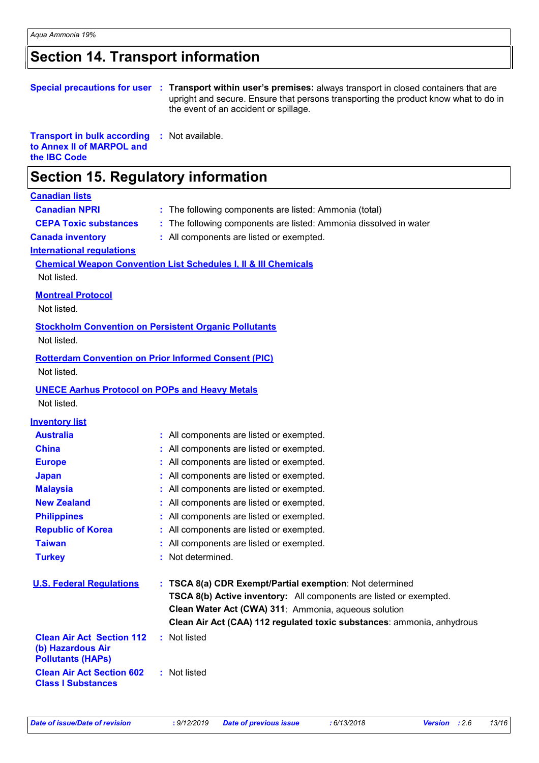## Section 14. Transport information

**Special precautions for user** : **Transport within user's premises:** always transport in closed containers that are upright and secure. Ensure that persons transporting the product know what to do in the event of an accident or spillage.

**Transport in bulk according to Annex II of MARPOL and the IBC Code** : Not available.

## Section 15. Regulatory information

**Canadian lists**

**Canadian NPRI** : The following components are listed: Ammonia (total)

**CEPA Toxic substances** : The following components are listed: Ammonia dissolved in water

**Canada inventory** : All components are listed or exempted.

**International regulations**

**Chemical Weapon Convention List Schedules I, II & III Chemicals**

Not listed.

**Montreal Protocol**

Not listed.

**Stockholm Convention on Persistent Organic Pollutants**

Not listed.

**Rotterdam Convention on Prior Informed Consent (PIC)**

Not listed.

**UNECE Aarhus Protocol on POPs and Heavy Metals**

Not listed.

**Inventory list**

| | |
|---|---|
| **Australia** | : All components are listed or exempted. |
| **China** | : All components are listed or exempted. |
| **Europe** | : All components are listed or exempted. |
| **Japan** | : All components are listed or exempted. |
| **Malaysia** | : All components are listed or exempted. |
| **New Zealand** | : All components are listed or exempted. |
| **Philippines** | : All components are listed or exempted. |
| **Republic of Korea** | : All components are listed or exempted. |
| **Taiwan** | : All components are listed or exempted. |
| **Turkey** | : Not determined. |

**U.S. Federal Regulations** : **TSCA 8(a) CDR Exempt/Partial exemption**: Not determined
**TSCA 8(b) Active inventory:** All components are listed or exempted.
**Clean Water Act (CWA) 311**: Ammonia, aqueous solution
**Clean Air Act (CAA) 112 regulated toxic substances**: ammonia, anhydrous

**Clean Air Act Section 112 (b) Hazardous Air Pollutants (HAPs)** : Not listed

**Clean Air Act Section 602 Class I Substances** : Not listed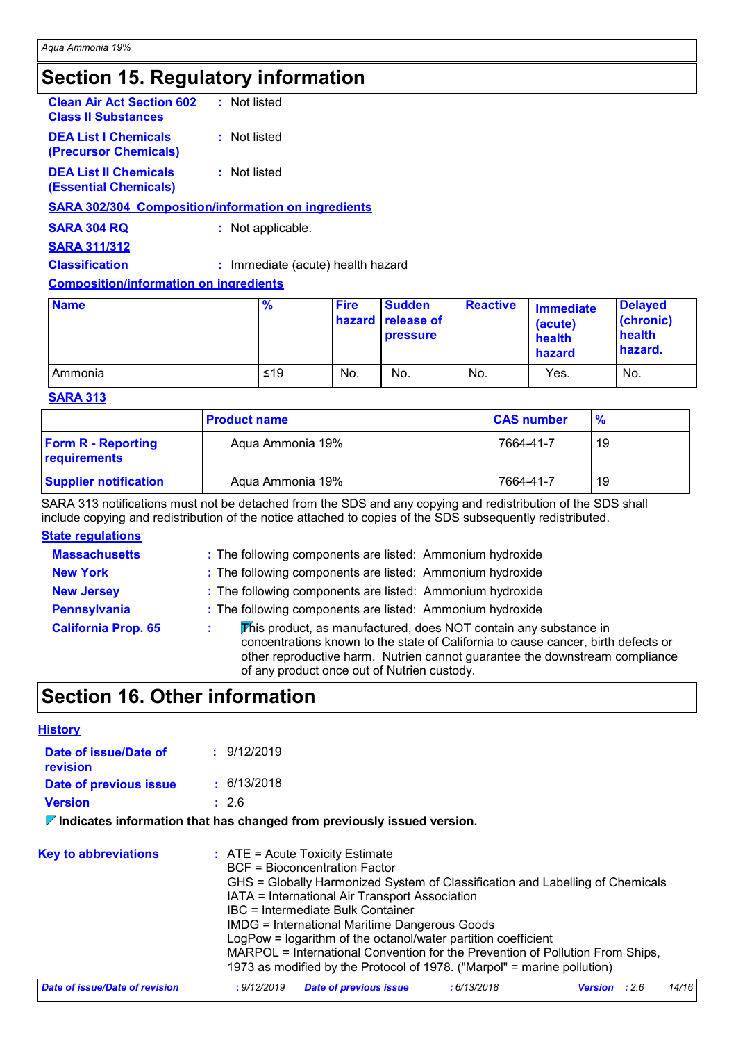## Section 15. Regulatory information

**Clean Air Act Section 602 Class II Substances** : Not listed

**DEA List I Chemicals (Precursor Chemicals)** : Not listed

**DEA List II Chemicals (Essential Chemicals)** : Not listed

**SARA 302/304 Composition/information on ingredients**

**SARA 304 RQ** : Not applicable.

**SARA 311/312**

**Classification** : Immediate (acute) health hazard

**Composition/information on ingredients**

| Name | % | Fire hazard | Sudden release of pressure | Reactive | Immediate (acute) health hazard | Delayed (chronic) health hazard. |
|---|---|---|---|---|---|---|
| Ammonia | ≤19 | No. | No. | No. | Yes. | No. |

**SARA 313**

| | Product name | CAS number | % |
|---|---|---|---|
| **Form R - Reporting requirements** | Aqua Ammonia 19% | 7664-41-7 | 19 |
| **Supplier notification** | Aqua Ammonia 19% | 7664-41-7 | 19 |

SARA 313 notifications must not be detached from the SDS and any copying and redistribution of the SDS shall include copying and redistribution of the notice attached to copies of the SDS subsequently redistributed.

**State regulations**

**Massachusetts** : The following components are listed: Ammonium hydroxide

**New York** : The following components are listed: Ammonium hydroxide

**New Jersey** : The following components are listed: Ammonium hydroxide

**Pennsylvania** : The following components are listed: Ammonium hydroxide

**California Prop. 65** : This product, as manufactured, does NOT contain any substance in concentrations known to the state of California to cause cancer, birth defects or other reproductive harm. Nutrien cannot guarantee the downstream compliance of any product once out of Nutrien custody.

## Section 16. Other information

**History**

**Date of issue/Date of revision** : 9/12/2019

**Date of previous issue** : 6/13/2018

**Version** : 2.6

**Indicates information that has changed from previously issued version.**

**Key to abbreviations** : ATE = Acute Toxicity Estimate
BCF = Bioconcentration Factor
GHS = Globally Harmonized System of Classification and Labelling of Chemicals
IATA = International Air Transport Association
IBC = Intermediate Bulk Container
IMDG = International Maritime Dangerous Goods
LogPow = logarithm of the octanol/water partition coefficient
MARPOL = International Convention for the Prevention of Pollution From Ships, 1973 as modified by the Protocol of 1978. ("Marpol" = marine pollution)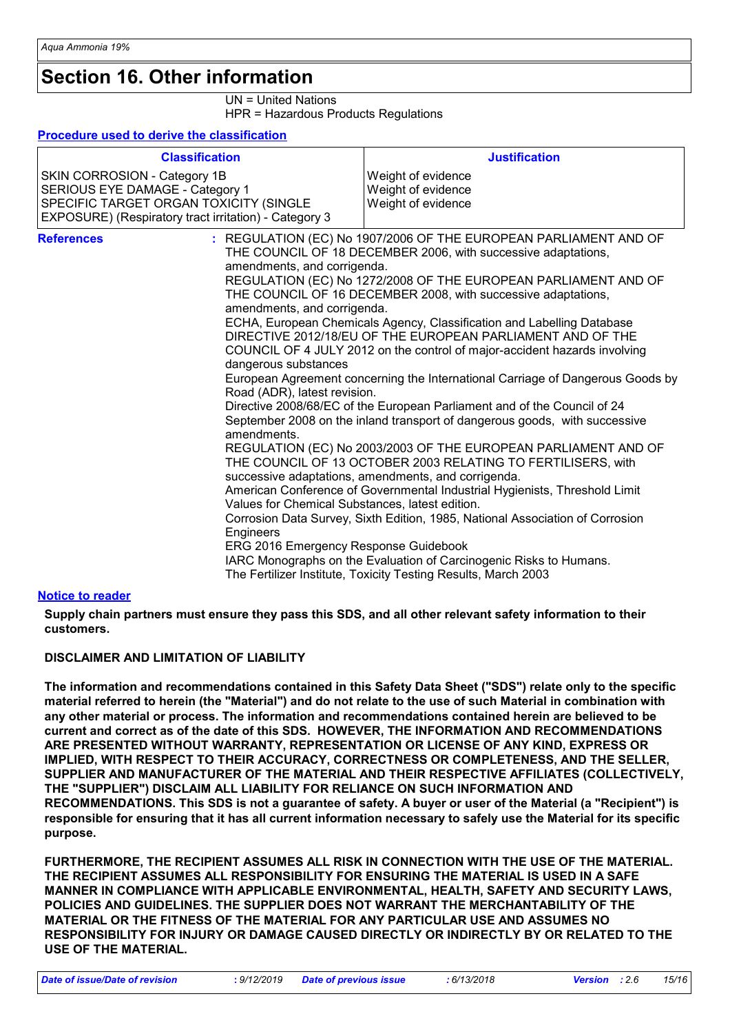# Section 16. Other information

UN = United Nations
HPR = Hazardous Products Regulations

**Procedure used to derive the classification**

| Classification | Justification |
| --- | --- |
| SKIN CORROSION - Category 1B | Weight of evidence |
| SERIOUS EYE DAMAGE - Category 1 | Weight of evidence |
| SPECIFIC TARGET ORGAN TOXICITY (SINGLE EXPOSURE) (Respiratory tract irritation) - Category 3 | Weight of evidence |

**References** : REGULATION (EC) No 1907/2006 OF THE EUROPEAN PARLIAMENT AND OF THE COUNCIL OF 18 DECEMBER 2006, with successive adaptations, amendments, and corrigenda.
REGULATION (EC) No 1272/2008 OF THE EUROPEAN PARLIAMENT AND OF THE COUNCIL OF 16 DECEMBER 2008, with successive adaptations, amendments, and corrigenda.
ECHA, European Chemicals Agency, Classification and Labelling Database
DIRECTIVE 2012/18/EU OF THE EUROPEAN PARLIAMENT AND OF THE COUNCIL OF 4 JULY 2012 on the control of major-accident hazards involving dangerous substances
European Agreement concerning the International Carriage of Dangerous Goods by Road (ADR), latest revision.
Directive 2008/68/EC of the European Parliament and of the Council of 24 September 2008 on the inland transport of dangerous goods, with successive amendments.
REGULATION (EC) No 2003/2003 OF THE EUROPEAN PARLIAMENT AND OF THE COUNCIL OF 13 OCTOBER 2003 RELATING TO FERTILISERS, with successive adaptations, amendments, and corrigenda.
American Conference of Governmental Industrial Hygienists, Threshold Limit Values for Chemical Substances, latest edition.
Corrosion Data Survey, Sixth Edition, 1985, National Association of Corrosion Engineers
ERG 2016 Emergency Response Guidebook
IARC Monographs on the Evaluation of Carcinogenic Risks to Humans.
The Fertilizer Institute, Toxicity Testing Results, March 2003

**Notice to reader**

**Supply chain partners must ensure they pass this SDS, and all other relevant safety information to their customers.**

**DISCLAIMER AND LIMITATION OF LIABILITY**

**The information and recommendations contained in this Safety Data Sheet ("SDS") relate only to the specific material referred to herein (the "Material") and do not relate to the use of such Material in combination with any other material or process. The information and recommendations contained herein are believed to be current and correct as of the date of this SDS. HOWEVER, THE INFORMATION AND RECOMMENDATIONS ARE PRESENTED WITHOUT WARRANTY, REPRESENTATION OR LICENSE OF ANY KIND, EXPRESS OR IMPLIED, WITH RESPECT TO THEIR ACCURACY, CORRECTNESS OR COMPLETENESS, AND THE SELLER, SUPPLIER AND MANUFACTURER OF THE MATERIAL AND THEIR RESPECTIVE AFFILIATES (COLLECTIVELY, THE "SUPPLIER") DISCLAIM ALL LIABILITY FOR RELIANCE ON SUCH INFORMATION AND RECOMMENDATIONS. This SDS is not a guarantee of safety. A buyer or user of the Material (a "Recipient") is responsible for ensuring that it has all current information necessary to safely use the Material for its specific purpose.**

**FURTHERMORE, THE RECIPIENT ASSUMES ALL RISK IN CONNECTION WITH THE USE OF THE MATERIAL. THE RECIPIENT ASSUMES ALL RESPONSIBILITY FOR ENSURING THE MATERIAL IS USED IN A SAFE MANNER IN COMPLIANCE WITH APPLICABLE ENVIRONMENTAL, HEALTH, SAFETY AND SECURITY LAWS, POLICIES AND GUIDELINES. THE SUPPLIER DOES NOT WARRANT THE MERCHANTABILITY OF THE MATERIAL OR THE FITNESS OF THE MATERIAL FOR ANY PARTICULAR USE AND ASSUMES NO RESPONSIBILITY FOR INJURY OR DAMAGE CAUSED DIRECTLY OR INDIRECTLY BY OR RELATED TO THE USE OF THE MATERIAL.**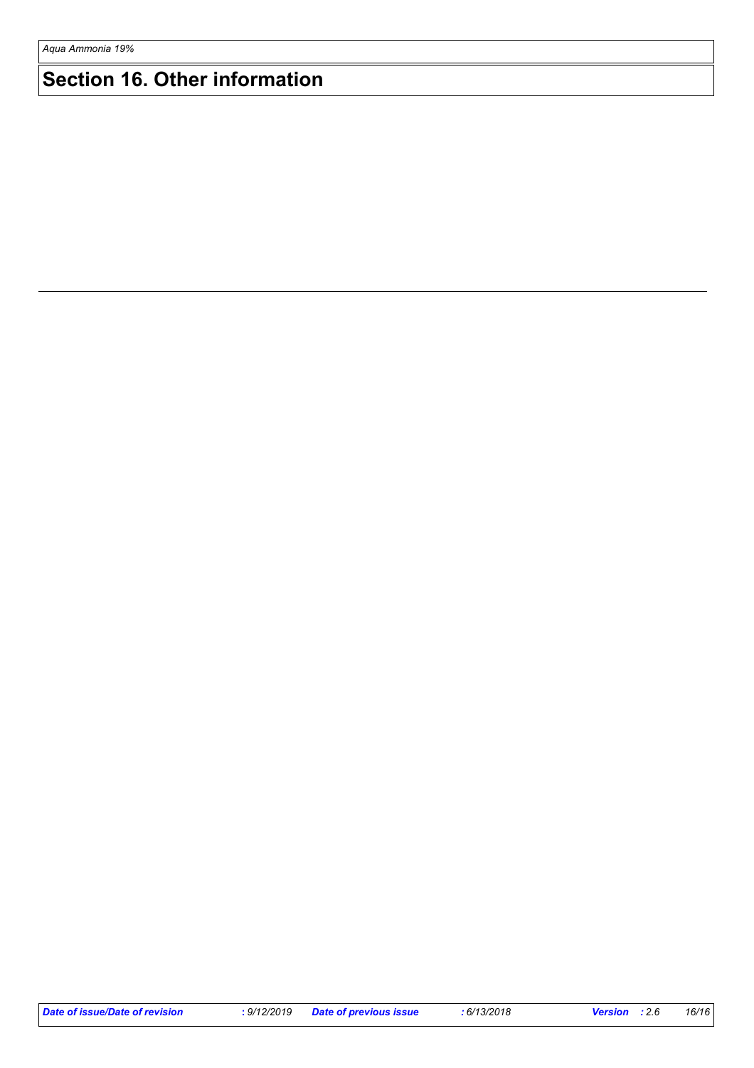# Section 16. Other information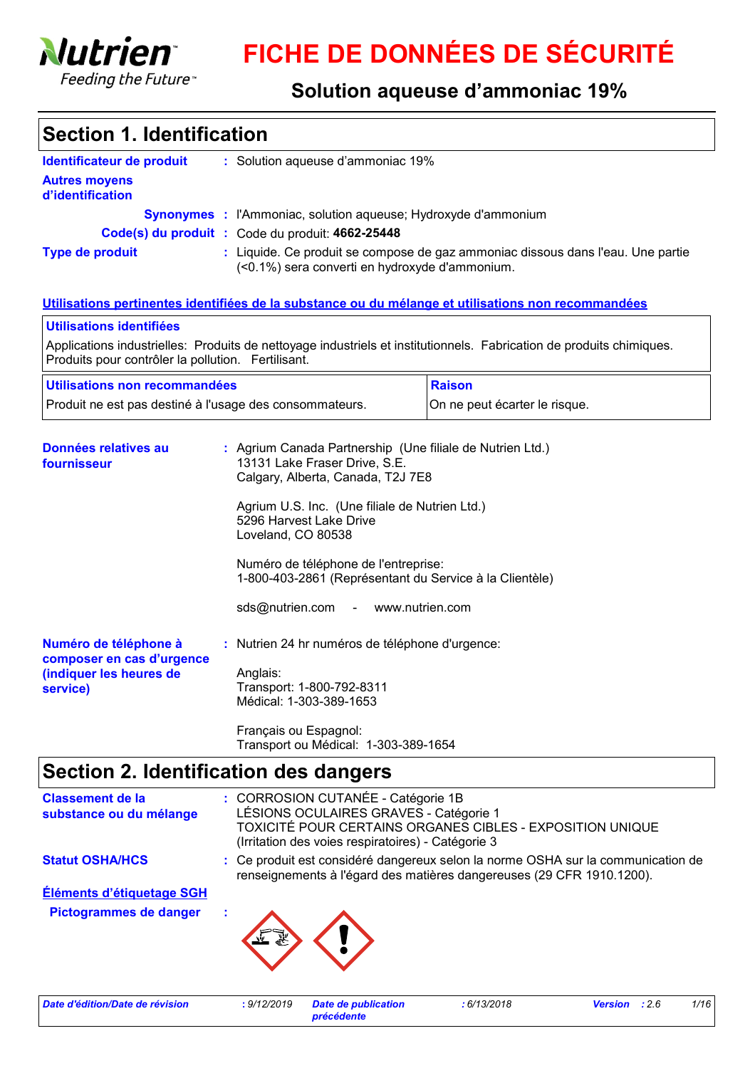# FICHE DE DONNÉES DE SÉCURITÉ

## Solution aqueuse d'ammoniac 19%

## Section 1. Identification

**Identificateur de produit** : Solution aqueuse d'ammoniac 19%

**Autres moyens d'identification**

**Synonymes** : l'Ammoniac, solution aqueuse; Hydroxyde d'ammonium

**Code(s) du produit** : Code du produit: **4662-25448**

**Type de produit** : Liquide. Ce produit se compose de gaz ammoniac dissous dans l'eau. Une partie (<0.1%) sera converti en hydroxyde d'ammonium.

**Utilisations pertinentes identifiées de la substance ou du mélange et utilisations non recommandées**

**Utilisations identifiées**

Applications industrielles: Produits de nettoyage industriels et institutionnels. Fabrication de produits chimiques. Produits pour contrôler la pollution. Fertilisant.

| Utilisations non recommandées | Raison |
|---|---|
| Produit ne est pas destiné à l'usage des consommateurs. | On ne peut écarter le risque. |

**Données relatives au fournisseur** : Agrium Canada Partnership (Une filiale de Nutrien Ltd.)
13131 Lake Fraser Drive, S.E.
Calgary, Alberta, Canada, T2J 7E8

Agrium U.S. Inc. (Une filiale de Nutrien Ltd.)
5296 Harvest Lake Drive
Loveland, CO 80538

Numéro de téléphone de l'entreprise:
1-800-403-2861 (Représentant du Service à la Clientèle)

sds@nutrien.com - www.nutrien.com

**Numéro de téléphone à composer en cas d'urgence (indiquer les heures de service)** : Nutrien 24 hr numéros de téléphone d'urgence:

Anglais:
Transport: 1-800-792-8311
Médical: 1-303-389-1653

Français ou Espagnol:
Transport ou Médical: 1-303-389-1654

## Section 2. Identification des dangers

**Classement de la substance ou du mélange** : CORROSION CUTANÉE - Catégorie 1B
LÉSIONS OCULAIRES GRAVES - Catégorie 1
TOXICITÉ POUR CERTAINS ORGANES CIBLES - EXPOSITION UNIQUE (Irritation des voies respiratoires) - Catégorie 3

**Statut OSHA/HCS** : Ce produit est considéré dangereux selon la norme OSHA sur la communication de renseignements à l'égard des matières dangereuses (29 CFR 1910.1200).

**Éléments d'étiquetage SGH**

**Pictogrammes de danger** :

| Date d'édition/Date de révision | : 9/12/2019 | Date de publication précédente | : 6/13/2018 | Version | : 2.6 |
|---|---|---|---|---|---|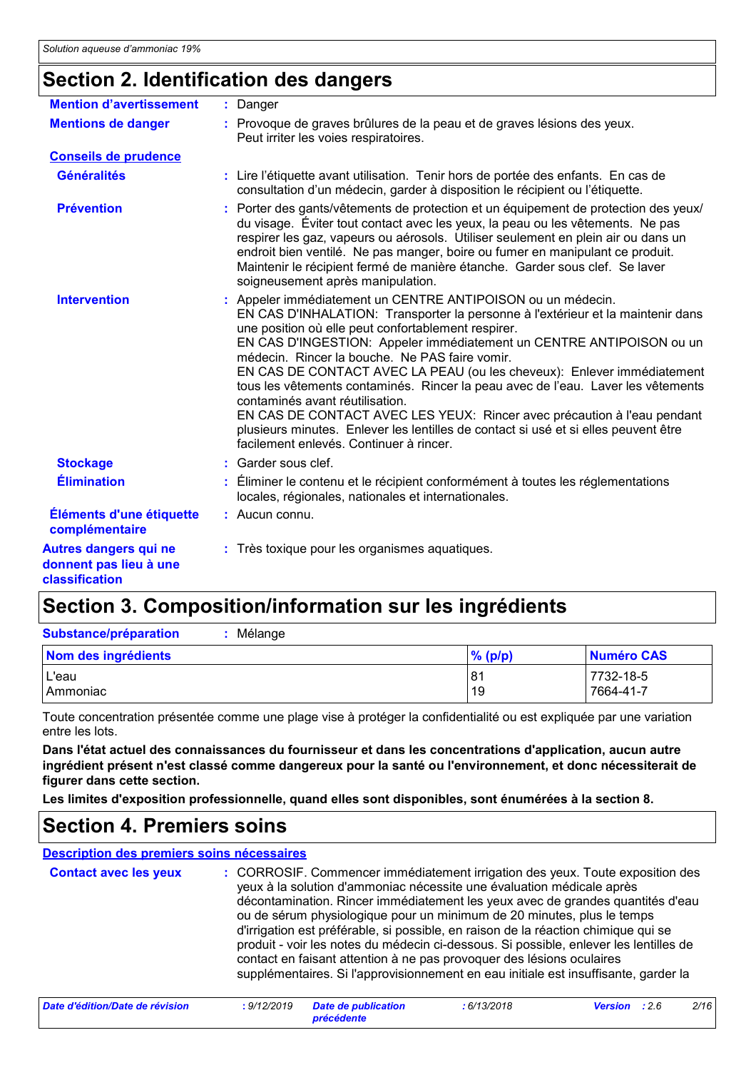## Section 2. Identification des dangers

**Mention d'avertissement** : Danger

**Mentions de danger** : Provoque de graves brûlures de la peau et de graves lésions des yeux. Peut irriter les voies respiratoires.

**Conseils de prudence**

**Généralités** : Lire l'étiquette avant utilisation. Tenir hors de portée des enfants. En cas de consultation d'un médecin, garder à disposition le récipient ou l'étiquette.

**Prévention** : Porter des gants/vêtements de protection et un équipement de protection des yeux/du visage. Éviter tout contact avec les yeux, la peau ou les vêtements. Ne pas respirer les gaz, vapeurs ou aérosols. Utiliser seulement en plein air ou dans un endroit bien ventilé. Ne pas manger, boire ou fumer en manipulant ce produit. Maintenir le récipient fermé de manière étanche. Garder sous clef. Se laver soigneusement après manipulation.

**Intervention** : Appeler immédiatement un CENTRE ANTIPOISON ou un médecin. EN CAS D'INHALATION: Transporter la personne à l'extérieur et la maintenir dans une position où elle peut confortablement respirer. EN CAS D'INGESTION: Appeler immédiatement un CENTRE ANTIPOISON ou un médecin. Rincer la bouche. Ne PAS faire vomir. EN CAS DE CONTACT AVEC LA PEAU (ou les cheveux): Enlever immédiatement tous les vêtements contaminés. Rincer la peau avec de l'eau. Laver les vêtements contaminés avant réutilisation. EN CAS DE CONTACT AVEC LES YEUX: Rincer avec précaution à l'eau pendant plusieurs minutes. Enlever les lentilles de contact si usé et si elles peuvent être facilement enlevés. Continuer à rincer.

**Stockage** : Garder sous clef.

**Élimination** : Éliminer le contenu et le récipient conformément à toutes les réglementations locales, régionales, nationales et internationales.

**Éléments d'une étiquette complémentaire** : Aucun connu.

**Autres dangers qui ne donnent pas lieu à une classification** : Très toxique pour les organismes aquatiques.

## Section 3. Composition/information sur les ingrédients

**Substance/préparation** : Mélange

| Nom des ingrédients | % (p/p) | Numéro CAS |
|---|---|---|
| L'eau | 81 | 7732-18-5 |
| Ammoniac | 19 | 7664-41-7 |

Toute concentration présentée comme une plage vise à protéger la confidentialité ou est expliquée par une variation entre les lots.

**Dans l'état actuel des connaissances du fournisseur et dans les concentrations d'application, aucun autre ingrédient présent n'est classé comme dangereux pour la santé ou l'environnement, et donc nécessiterait de figurer dans cette section.**

**Les limites d'exposition professionnelle, quand elles sont disponibles, sont énumérées à la section 8.**

## Section 4. Premiers soins

**Description des premiers soins nécessaires**

**Contact avec les yeux** : CORROSIF. Commencer immédiatement irrigation des yeux. Toute exposition des yeux à la solution d'ammoniac nécessite une évaluation médicale après décontamination. Rincer immédiatement les yeux avec de grandes quantités d'eau ou de sérum physiologique pour un minimum de 20 minutes, plus le temps d'irrigation est préférable, si possible, en raison de la réaction chimique qui se produit - voir les notes du médecin ci-dessous. Si possible, enlever les lentilles de contact en faisant attention à ne pas provoquer des lésions oculaires supplémentaires. Si l'approvisionnement en eau initiale est insuffisante, garder la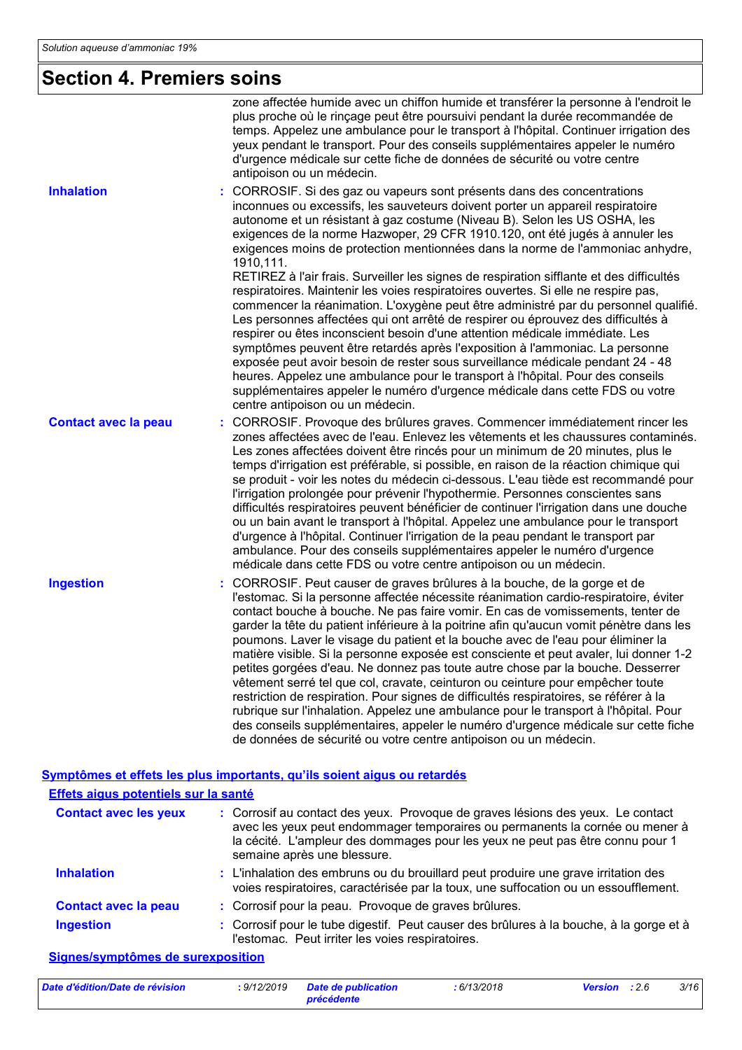## Section 4. Premiers soins

zone affectée humide avec un chiffon humide et transférer la personne à l'endroit le plus proche où le rinçage peut être poursuivi pendant la durée recommandée de temps. Appelez une ambulance pour le transport à l'hôpital. Continuer irrigation des yeux pendant le transport. Pour des conseils supplémentaires appeler le numéro d'urgence médicale sur cette fiche de données de sécurité ou votre centre antipoison ou un médecin.

**Inhalation** : CORROSIF. Si des gaz ou vapeurs sont présents dans des concentrations inconnues ou excessifs, les sauveteurs doivent porter un appareil respiratoire autonome et un résistant à gaz costume (Niveau B). Selon les US OSHA, les exigences de la norme Hazwoper, 29 CFR 1910.120, ont été jugés à annuler les exigences moins de protection mentionnées dans la norme de l'ammoniac anhydre, 1910,111.
RETIREZ à l'air frais. Surveiller les signes de respiration sifflante et des difficultés respiratoires. Maintenir les voies respiratoires ouvertes. Si elle ne respire pas, commencer la réanimation. L'oxygène peut être administré par du personnel qualifié. Les personnes affectées qui ont arrêté de respirer ou éprouvez des difficultés à respirer ou êtes inconscient besoin d'une attention médicale immédiate. Les symptômes peuvent être retardés après l'exposition à l'ammoniac. La personne exposée peut avoir besoin de rester sous surveillance médicale pendant 24 - 48 heures. Appelez une ambulance pour le transport à l'hôpital. Pour des conseils supplémentaires appeler le numéro d'urgence médicale dans cette FDS ou votre centre antipoison ou un médecin.

**Contact avec la peau** : CORROSIF. Provoque des brûlures graves. Commencer immédiatement rincer les zones affectées avec de l'eau. Enlevez les vêtements et les chaussures contaminés. Les zones affectées doivent être rincés pour un minimum de 20 minutes, plus le temps d'irrigation est préférable, si possible, en raison de la réaction chimique qui se produit - voir les notes du médecin ci-dessous. L'eau tiède est recommandé pour l'irrigation prolongée pour prévenir l'hypothermie. Personnes conscientes sans difficultés respiratoires peuvent bénéficier de continuer l'irrigation dans une douche ou un bain avant le transport à l'hôpital. Appelez une ambulance pour le transport d'urgence à l'hôpital. Continuer l'irrigation de la peau pendant le transport par ambulance. Pour des conseils supplémentaires appeler le numéro d'urgence médicale dans cette FDS ou votre centre antipoison ou un médecin.

**Ingestion** : CORROSIF. Peut causer de graves brûlures à la bouche, de la gorge et de l'estomac. Si la personne affectée nécessite réanimation cardio-respiratoire, éviter contact bouche à bouche. Ne pas faire vomir. En cas de vomissements, tenter de garder la tête du patient inférieure à la poitrine afin qu'aucun vomit pénètre dans les poumons. Laver le visage du patient et la bouche avec de l'eau pour éliminer la matière visible. Si la personne exposée est consciente et peut avaler, lui donner 1-2 petites gorgées d'eau. Ne donnez pas toute autre chose par la bouche. Desserrer vêtement serré tel que col, cravate, ceinturon ou ceinture pour empêcher toute restriction de respiration. Pour signes de difficultés respiratoires, se référer à la rubrique sur l'inhalation. Appelez une ambulance pour le transport à l'hôpital. Pour des conseils supplémentaires, appeler le numéro d'urgence médicale sur cette fiche de données de sécurité ou votre centre antipoison ou un médecin.

### Symptômes et effets les plus importants, qu'ils soient aigus ou retardés

#### Effets aigus potentiels sur la santé

**Contact avec les yeux** : Corrosif au contact des yeux. Provoque de graves lésions des yeux. Le contact avec les yeux peut endommager temporaires ou permanents la cornée ou mener à la cécité. L'ampleur des dommages pour les yeux ne peut pas être connu pour 1 semaine après une blessure.

**Inhalation** : L'inhalation des embruns ou du brouillard peut produire une grave irritation des voies respiratoires, caractérisée par la toux, une suffocation ou un essoufflement.

**Contact avec la peau** : Corrosif pour la peau. Provoque de graves brûlures.

**Ingestion** : Corrosif pour le tube digestif. Peut causer des brûlures à la bouche, à la gorge et à l'estomac. Peut irriter les voies respiratoires.

#### Signes/symptômes de surexposition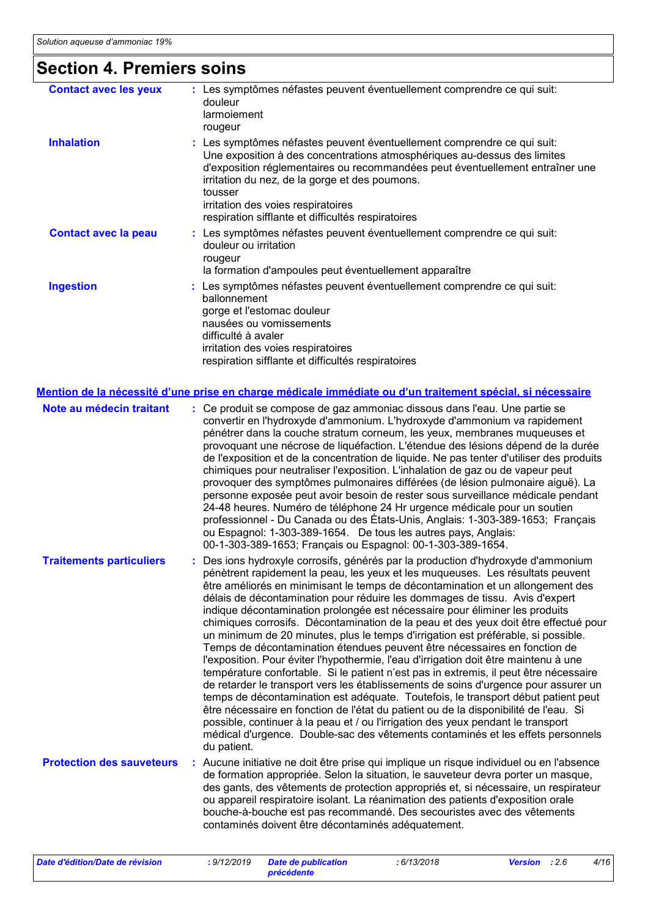## Section 4. Premiers soins

**Contact avec les yeux** : Les symptômes néfastes peuvent éventuellement comprendre ce qui suit:
douleur
larmoiement
rougeur

**Inhalation** : Les symptômes néfastes peuvent éventuellement comprendre ce qui suit:
Une exposition à des concentrations atmosphériques au-dessus des limites d'exposition réglementaires ou recommandées peut éventuellement entraîner une irritation du nez, de la gorge et des poumons.
tousser
irritation des voies respiratoires
respiration sifflante et difficultés respiratoires

**Contact avec la peau** : Les symptômes néfastes peuvent éventuellement comprendre ce qui suit:
douleur ou irritation
rougeur
la formation d'ampoules peut éventuellement apparaître

**Ingestion** : Les symptômes néfastes peuvent éventuellement comprendre ce qui suit:
ballonnement
gorge et l'estomac douleur
nausées ou vomissements
difficulté à avaler
irritation des voies respiratoires
respiration sifflante et difficultés respiratoires

### Mention de la nécessité d'une prise en charge médicale immédiate ou d'un traitement spécial, si nécessaire

**Note au médecin traitant** : Ce produit se compose de gaz ammoniac dissous dans l'eau. Une partie se convertir en l'hydroxyde d'ammonium. L'hydroxyde d'ammonium va rapidement pénétrer dans la couche stratum corneum, les yeux, membranes muqueuses et provoquant une nécrose de liquéfaction. L'étendue des lésions dépend de la durée de l'exposition et de la concentration de liquide. Ne pas tenter d'utiliser des produits chimiques pour neutraliser l'exposition. L'inhalation de gaz ou de vapeur peut provoquer des symptômes pulmonaires différées (de lésion pulmonaire aiguë). La personne exposée peut avoir besoin de rester sous surveillance médicale pendant 24-48 heures. Numéro de téléphone 24 Hr urgence médicale pour un soutien professionnel - Du Canada ou des États-Unis, Anglais: 1-303-389-1653; Français ou Espagnol: 1-303-389-1654. De tous les autres pays, Anglais: 00-1-303-389-1653; Français ou Espagnol: 00-1-303-389-1654.

**Traitements particuliers** : Des ions hydroxyle corrosifs, générés par la production d'hydroxyde d'ammonium pénètrent rapidement la peau, les yeux et les muqueuses. Les résultats peuvent être améliorés en minimisant le temps de décontamination et un allongement des délais de décontamination pour réduire les dommages de tissu. Avis d'expert indique décontamination prolongée est nécessaire pour éliminer les produits chimiques corrosifs. Décontamination de la peau et des yeux doit être effectué pour un minimum de 20 minutes, plus le temps d'irrigation est préférable, si possible. Temps de décontamination étendues peuvent être nécessaires en fonction de l'exposition. Pour éviter l'hypothermie, l'eau d'irrigation doit être maintenu à une température confortable. Si le patient n'est pas in extremis, il peut être nécessaire de retarder le transport vers les établissements de soins d'urgence pour assurer un temps de décontamination est adéquate. Toutefois, le transport début patient peut être nécessaire en fonction de l'état du patient ou de la disponibilité de l'eau. Si possible, continuer à la peau et / ou l'irrigation des yeux pendant le transport médical d'urgence. Double-sac des vêtements contaminés et les effets personnels du patient.

**Protection des sauveteurs** : Aucune initiative ne doit être prise qui implique un risque individuel ou en l'absence de formation appropriée. Selon la situation, le sauveteur devra porter un masque, des gants, des vêtements de protection appropriés et, si nécessaire, un respirateur ou appareil respiratoire isolant. La réanimation des patients d'exposition orale bouche-à-bouche est pas recommandé. Des secouristes avec des vêtements contaminés doivent être décontaminés adéquatement.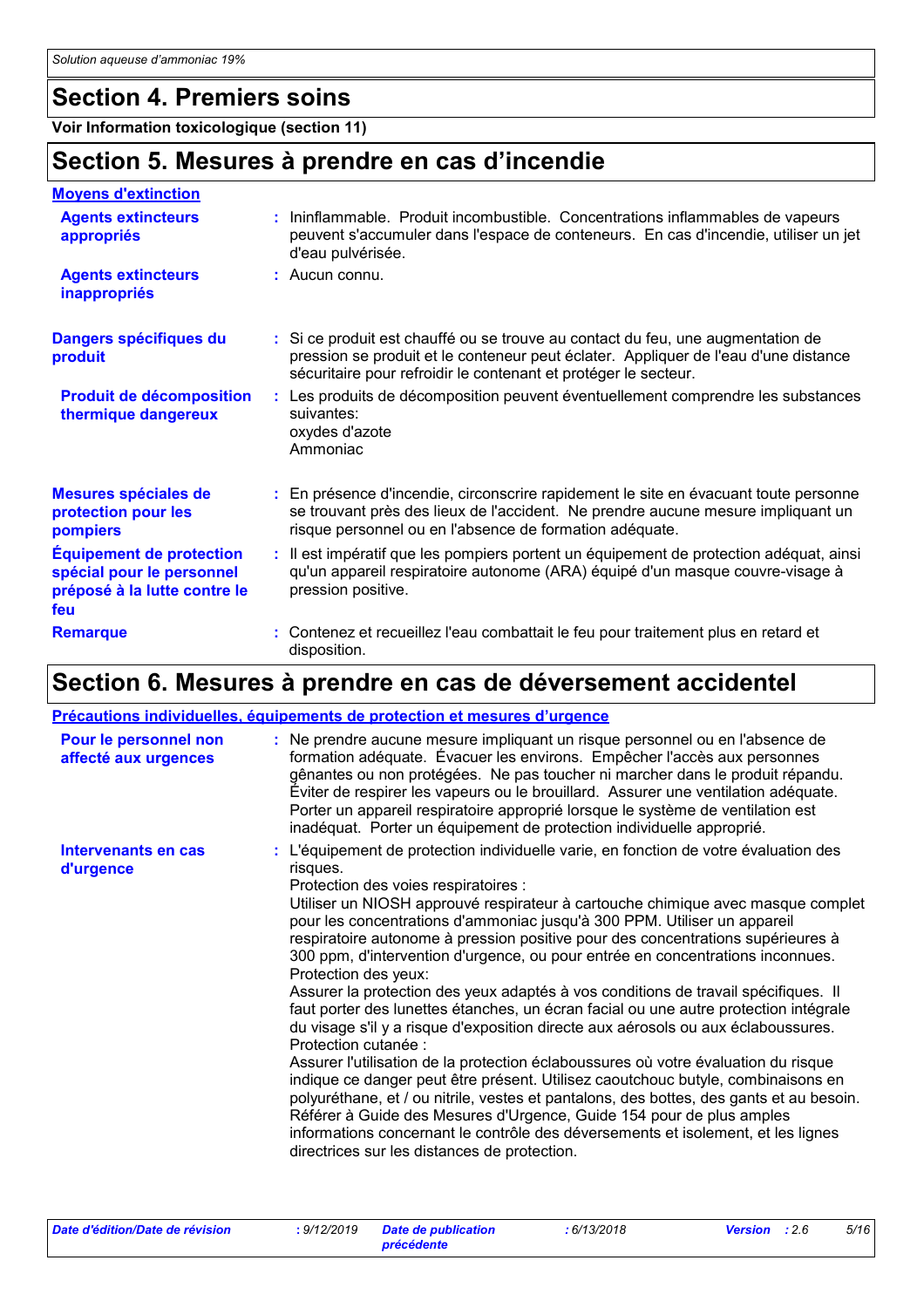## Section 4. Premiers soins

**Voir Information toxicologique (section 11)**

## Section 5. Mesures à prendre en cas d'incendie

**Moyens d'extinction**

**Agents extincteurs appropriés** : Ininflammable. Produit incombustible. Concentrations inflammables de vapeurs peuvent s'accumuler dans l'espace de conteneurs. En cas d'incendie, utiliser un jet d'eau pulvérisée.

**Agents extincteurs inappropriés** : Aucun connu.

**Dangers spécifiques du produit** : Si ce produit est chauffé ou se trouve au contact du feu, une augmentation de pression se produit et le conteneur peut éclater. Appliquer de l'eau d'une distance sécuritaire pour refroidir le contenant et protéger le secteur.

**Produit de décomposition thermique dangereux** : Les produits de décomposition peuvent éventuellement comprendre les substances suivantes:
oxydes d'azote
Ammoniac

**Mesures spéciales de protection pour les pompiers** : En présence d'incendie, circonscrire rapidement le site en évacuant toute personne se trouvant près des lieux de l'accident. Ne prendre aucune mesure impliquant un risque personnel ou en l'absence de formation adéquate.

**Équipement de protection spécial pour le personnel préposé à la lutte contre le feu** : Il est impératif que les pompiers portent un équipement de protection adéquat, ainsi qu'un appareil respiratoire autonome (ARA) équipé d'un masque couvre-visage à pression positive.

**Remarque** : Contenez et recueillez l'eau combattait le feu pour traitement plus en retard et disposition.

## Section 6. Mesures à prendre en cas de déversement accidentel

**Précautions individuelles, équipements de protection et mesures d'urgence**

**Pour le personnel non affecté aux urgences** : Ne prendre aucune mesure impliquant un risque personnel ou en l'absence de formation adéquate. Évacuer les environs. Empêcher l'accès aux personnes gênantes ou non protégées. Ne pas toucher ni marcher dans le produit répandu. Éviter de respirer les vapeurs ou le brouillard. Assurer une ventilation adéquate. Porter un appareil respiratoire approprié lorsque le système de ventilation est inadéquat. Porter un équipement de protection individuelle approprié.

**Intervenants en cas d'urgence** : L'équipement de protection individuelle varie, en fonction de votre évaluation des risques.
Protection des voies respiratoires :
Utiliser un NIOSH approuvé respirateur à cartouche chimique avec masque complet pour les concentrations d'ammoniac jusqu'à 300 PPM. Utiliser un appareil respiratoire autonome à pression positive pour des concentrations supérieures à 300 ppm, d'intervention d'urgence, ou pour entrée en concentrations inconnues.
Protection des yeux:
Assurer la protection des yeux adaptés à vos conditions de travail spécifiques. Il faut porter des lunettes étanches, un écran facial ou une autre protection intégrale du visage s'il y a risque d'exposition directe aux aérosols ou aux éclaboussures.
Protection cutanée :
Assurer l'utilisation de la protection éclaboussures où votre évaluation du risque indique ce danger peut être présent. Utilisez caoutchouc butyle, combinaisons en polyuréthane, et / ou nitrile, vestes et pantalons, des bottes, des gants et au besoin. Référer à Guide des Mesures d'Urgence, Guide 154 pour de plus amples informations concernant le contrôle des déversements et isolement, et les lignes directrices sur les distances de protection.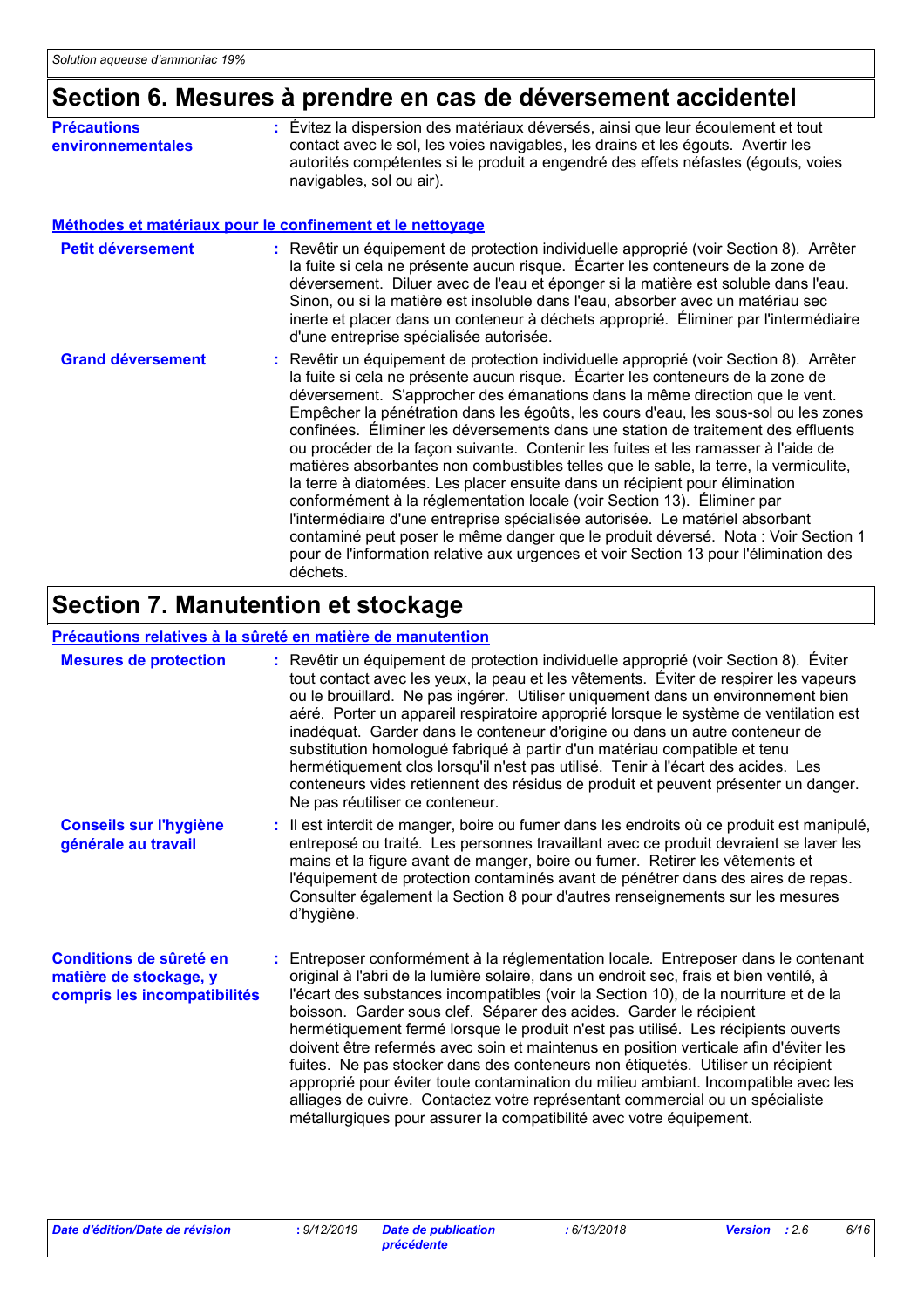## Section 6. Mesures à prendre en cas de déversement accidentel

**Précautions environnementales** : Évitez la dispersion des matériaux déversés, ainsi que leur écoulement et tout contact avec le sol, les voies navigables, les drains et les égouts. Avertir les autorités compétentes si le produit a engendré des effets néfastes (égouts, voies navigables, sol ou air).

### Méthodes et matériaux pour le confinement et le nettoyage

**Petit déversement** : Revêtir un équipement de protection individuelle approprié (voir Section 8). Arrêter la fuite si cela ne présente aucun risque. Écarter les conteneurs de la zone de déversement. Diluer avec de l'eau et éponger si la matière est soluble dans l'eau. Sinon, ou si la matière est insoluble dans l'eau, absorber avec un matériau sec inerte et placer dans un conteneur à déchets approprié. Éliminer par l'intermédiaire d'une entreprise spécialisée autorisée.

**Grand déversement** : Revêtir un équipement de protection individuelle approprié (voir Section 8). Arrêter la fuite si cela ne présente aucun risque. Écarter les conteneurs de la zone de déversement. S'approcher des émanations dans la même direction que le vent. Empêcher la pénétration dans les égoûts, les cours d'eau, les sous-sol ou les zones confinées. Éliminer les déversements dans une station de traitement des effluents ou procéder de la façon suivante. Contenir les fuites et les ramasser à l'aide de matières absorbantes non combustibles telles que le sable, la terre, la vermiculite, la terre à diatomées. Les placer ensuite dans un récipient pour élimination conformément à la réglementation locale (voir Section 13). Éliminer par l'intermédiaire d'une entreprise spécialisée autorisée. Le matériel absorbant contaminé peut poser le même danger que le produit déversé. Nota : Voir Section 1 pour de l'information relative aux urgences et voir Section 13 pour l'élimination des déchets.

## Section 7. Manutention et stockage

### Précautions relatives à la sûreté en matière de manutention

**Mesures de protection** : Revêtir un équipement de protection individuelle approprié (voir Section 8). Éviter tout contact avec les yeux, la peau et les vêtements. Éviter de respirer les vapeurs ou le brouillard. Ne pas ingérer. Utiliser uniquement dans un environnement bien aéré. Porter un appareil respiratoire approprié lorsque le système de ventilation est inadéquat. Garder dans le conteneur d'origine ou dans un autre conteneur de substitution homologué fabriqué à partir d'un matériau compatible et tenu hermétiquement clos lorsqu'il n'est pas utilisé. Tenir à l'écart des acides. Les conteneurs vides retiennent des résidus de produit et peuvent présenter un danger. Ne pas réutiliser ce conteneur.

**Conseils sur l'hygiène générale au travail** : Il est interdit de manger, boire ou fumer dans les endroits où ce produit est manipulé, entreposé ou traité. Les personnes travaillant avec ce produit devraient se laver les mains et la figure avant de manger, boire ou fumer. Retirer les vêtements et l'équipement de protection contaminés avant de pénétrer dans des aires de repas. Consulter également la Section 8 pour d'autres renseignements sur les mesures d'hygiène.

**Conditions de sûreté en matière de stockage, y compris les incompatibilités** : Entreposer conformément à la réglementation locale. Entreposer dans le contenant original à l'abri de la lumière solaire, dans un endroit sec, frais et bien ventilé, à l'écart des substances incompatibles (voir la Section 10), de la nourriture et de la boisson. Garder sous clef. Séparer des acides. Garder le récipient hermétiquement fermé lorsque le produit n'est pas utilisé. Les récipients ouverts doivent être refermés avec soin et maintenus en position verticale afin d'éviter les fuites. Ne pas stocker dans des conteneurs non étiquetés. Utiliser un récipient approprié pour éviter toute contamination du milieu ambiant. Incompatible avec les alliages de cuivre. Contactez votre représentant commercial ou un spécialiste métallurgiques pour assurer la compatibilité avec votre équipement.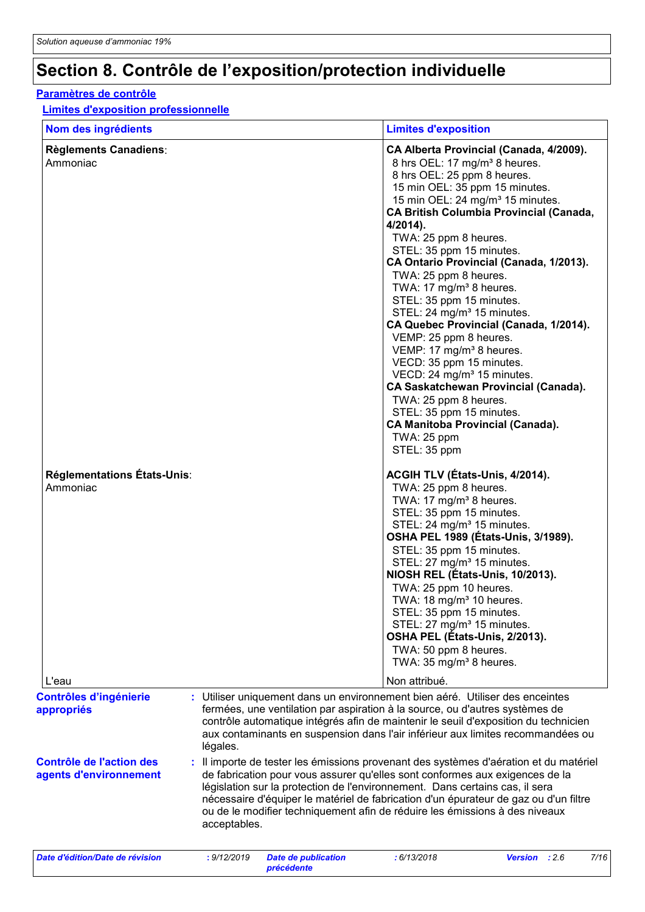# Section 8. Contrôle de l'exposition/protection individuelle

## Paramètres de contrôle

### Limites d'exposition professionnelle

| Nom des ingrédients | Limites d'exposition |
|---|---|
| **Règlements Canadiens**:<br>Ammoniac | **CA Alberta Provincial (Canada, 4/2009).**<br>8 hrs OEL: 17 mg/m³ 8 heures.<br>8 hrs OEL: 25 ppm 8 heures.<br>15 min OEL: 35 ppm 15 minutes.<br>15 min OEL: 24 mg/m³ 15 minutes.<br>**CA British Columbia Provincial (Canada, 4/2014).**<br>TWA: 25 ppm 8 heures.<br>STEL: 35 ppm 15 minutes.<br>**CA Ontario Provincial (Canada, 1/2013).**<br>TWA: 25 ppm 8 heures.<br>TWA: 17 mg/m³ 8 heures.<br>STEL: 35 ppm 15 minutes.<br>STEL: 24 mg/m³ 15 minutes.<br>**CA Quebec Provincial (Canada, 1/2014).**<br>VEMP: 25 ppm 8 heures.<br>VEMP: 17 mg/m³ 8 heures.<br>VECD: 35 ppm 15 minutes.<br>VECD: 24 mg/m³ 15 minutes.<br>**CA Saskatchewan Provincial (Canada).**<br>TWA: 25 ppm 8 heures.<br>STEL: 35 ppm 15 minutes.<br>**CA Manitoba Provincial (Canada).**<br>TWA: 25 ppm<br>STEL: 35 ppm |
| **Réglementations États-Unis**:<br>Ammoniac | **ACGIH TLV (États-Unis, 4/2014).**<br>TWA: 25 ppm 8 heures.<br>TWA: 17 mg/m³ 8 heures.<br>STEL: 35 ppm 15 minutes.<br>STEL: 24 mg/m³ 15 minutes.<br>**OSHA PEL 1989 (États-Unis, 3/1989).**<br>STEL: 35 ppm 15 minutes.<br>STEL: 27 mg/m³ 15 minutes.<br>**NIOSH REL (États-Unis, 10/2013).**<br>TWA: 25 ppm 10 heures.<br>TWA: 18 mg/m³ 10 heures.<br>STEL: 35 ppm 15 minutes.<br>STEL: 27 mg/m³ 15 minutes.<br>**OSHA PEL (États-Unis, 2/2013).**<br>TWA: 50 ppm 8 heures.<br>TWA: 35 mg/m³ 8 heures. |
| L'eau | Non attribué. |

**Contrôles d'ingénierie appropriés** : Utiliser uniquement dans un environnement bien aéré. Utiliser des enceintes fermées, une ventilation par aspiration à la source, ou d'autres systèmes de contrôle automatique intégrés afin de maintenir le seuil d'exposition du technicien aux contaminants en suspension dans l'air inférieur aux limites recommandées ou légales.

**Contrôle de l'action des agents d'environnement** : Il importe de tester les émissions provenant des systèmes d'aération et du matériel de fabrication pour vous assurer qu'elles sont conformes aux exigences de la législation sur la protection de l'environnement. Dans certains cas, il sera nécessaire d'équiper le matériel de fabrication d'un épurateur de gaz ou d'un filtre ou de le modifier techniquement afin de réduire les émissions à des niveaux acceptables.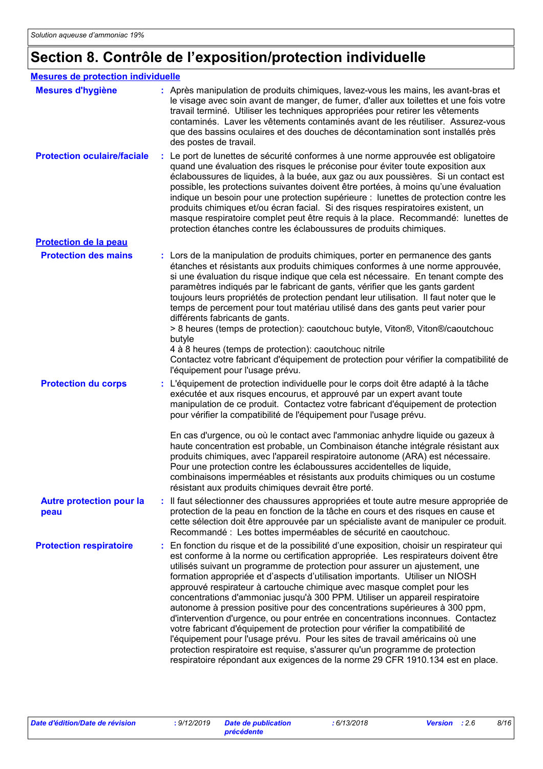# Section 8. Contrôle de l'exposition/protection individuelle

## Mesures de protection individuelle

**Mesures d'hygiène** : Après manipulation de produits chimiques, lavez-vous les mains, les avant-bras et le visage avec soin avant de manger, de fumer, d'aller aux toilettes et une fois votre travail terminé. Utiliser les techniques appropriées pour retirer les vêtements contaminés. Laver les vêtements contaminés avant de les réutiliser. Assurez-vous que des bassins oculaires et des douches de décontamination sont installés près des postes de travail.

**Protection oculaire/faciale** : Le port de lunettes de sécurité conformes à une norme approuvée est obligatoire quand une évaluation des risques le préconise pour éviter toute exposition aux éclaboussures de liquides, à la buée, aux gaz ou aux poussières. Si un contact est possible, les protections suivantes doivent être portées, à moins qu'une évaluation indique un besoin pour une protection supérieure : lunettes de protection contre les produits chimiques et/ou écran facial. Si des risques respiratoires existent, un masque respiratoire complet peut être requis à la place. Recommandé: lunettes de protection étanches contre les éclaboussures de produits chimiques.

### Protection de la peau

**Protection des mains** : Lors de la manipulation de produits chimiques, porter en permanence des gants étanches et résistants aux produits chimiques conformes à une norme approuvée, si une évaluation du risque indique que cela est nécessaire. En tenant compte des paramètres indiqués par le fabricant de gants, vérifier que les gants gardent toujours leurs propriétés de protection pendant leur utilisation. Il faut noter que le temps de percement pour tout matériau utilisé dans des gants peut varier pour différents fabricants de gants.
> 8 heures (temps de protection): caoutchouc butyle, Viton®, Viton®/caoutchouc butyle
4 à 8 heures (temps de protection): caoutchouc nitrile
Contactez votre fabricant d'équipement de protection pour vérifier la compatibilité de l'équipement pour l'usage prévu.

**Protection du corps** : L'équipement de protection individuelle pour le corps doit être adapté à la tâche exécutée et aux risques encourus, et approuvé par un expert avant toute manipulation de ce produit. Contactez votre fabricant d'équipement de protection pour vérifier la compatibilité de l'équipement pour l'usage prévu.

En cas d'urgence, ou où le contact avec l'ammoniac anhydre liquide ou gazeux à haute concentration est probable, un Combinaison étanche intégrale résistant aux produits chimiques, avec l'appareil respiratoire autonome (ARA) est nécessaire. Pour une protection contre les éclaboussures accidentelles de liquide, combinaisons imperméables et résistants aux produits chimiques ou un costume résistant aux produits chimiques devrait être porté.

**Autre protection pour la peau** : Il faut sélectionner des chaussures appropriées et toute autre mesure appropriée de protection de la peau en fonction de la tâche en cours et des risques en cause et cette sélection doit être approuvée par un spécialiste avant de manipuler ce produit. Recommandé : Les bottes imperméables de sécurité en caoutchouc.

**Protection respiratoire** : En fonction du risque et de la possibilité d'une exposition, choisir un respirateur qui est conforme à la norme ou certification appropriée. Les respirateurs doivent être utilisés suivant un programme de protection pour assurer un ajustement, une formation appropriée et d'aspects d'utilisation importants. Utiliser un NIOSH approuvé respirateur à cartouche chimique avec masque complet pour les concentrations d'ammoniac jusqu'à 300 PPM. Utiliser un appareil respiratoire autonome à pression positive pour des concentrations supérieures à 300 ppm, d'intervention d'urgence, ou pour entrée en concentrations inconnues. Contactez votre fabricant d'équipement de protection pour vérifier la compatibilité de l'équipement pour l'usage prévu. Pour les sites de travail américains où une protection respiratoire est requise, s'assurer qu'un programme de protection respiratoire répondant aux exigences de la norme 29 CFR 1910.134 est en place.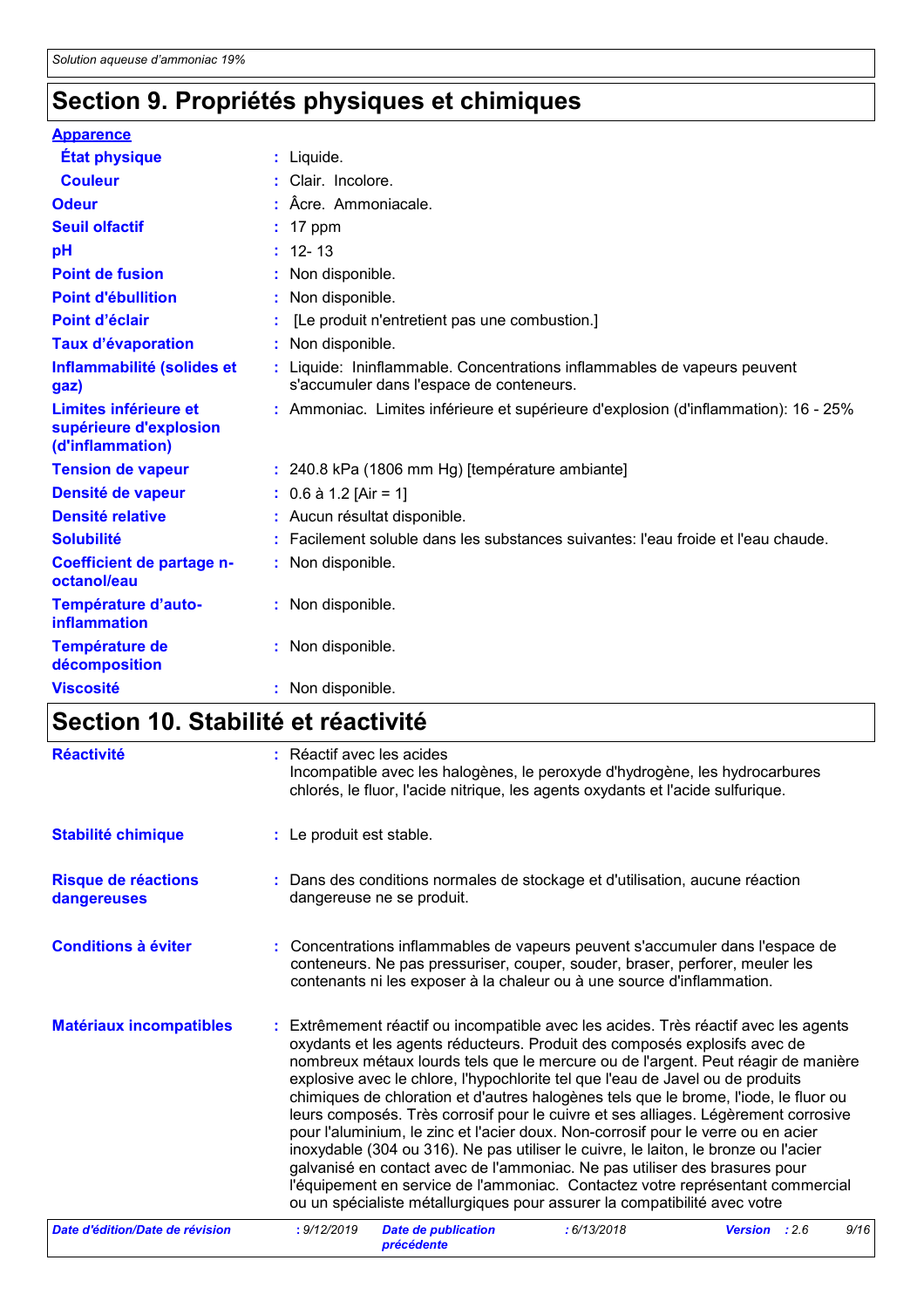## Section 9. Propriétés physiques et chimiques

**Apparence**

| | |
|---|---|
| **État physique** | : Liquide. |
| **Couleur** | : Clair. Incolore. |
| **Odeur** | : Âcre. Ammoniacale. |
| **Seuil olfactif** | : 17 ppm |
| **pH** | : 12- 13 |
| **Point de fusion** | : Non disponible. |
| **Point d'ébullition** | : Non disponible. |
| **Point d'éclair** | : [Le produit n'entretient pas une combustion.] |
| **Taux d'évaporation** | : Non disponible. |
| **Inflammabilité (solides et gaz)** | : Liquide: Ininflammable. Concentrations inflammables de vapeurs peuvent s'accumuler dans l'espace de conteneurs. |
| **Limites inférieure et supérieure d'explosion (d'inflammation)** | : Ammoniac. Limites inférieure et supérieure d'explosion (d'inflammation): 16 - 25% |
| **Tension de vapeur** | : 240.8 kPa (1806 mm Hg) [température ambiante] |
| **Densité de vapeur** | : 0.6 à 1.2 [Air = 1] |
| **Densité relative** | : Aucun résultat disponible. |
| **Solubilité** | : Facilement soluble dans les substances suivantes: l'eau froide et l'eau chaude. |
| **Coefficient de partage n-octanol/eau** | : Non disponible. |
| **Température d'auto-inflammation** | : Non disponible. |
| **Température de décomposition** | : Non disponible. |
| **Viscosité** | : Non disponible. |

## Section 10. Stabilité et réactivité

| | |
|---|---|
| **Réactivité** | : Réactif avec les acides<br>Incompatible avec les halogènes, le peroxyde d'hydrogène, les hydrocarbures chlorés, le fluor, l'acide nitrique, les agents oxydants et l'acide sulfurique. |
| **Stabilité chimique** | : Le produit est stable. |
| **Risque de réactions dangereuses** | : Dans des conditions normales de stockage et d'utilisation, aucune réaction dangereuse ne se produit. |
| **Conditions à éviter** | : Concentrations inflammables de vapeurs peuvent s'accumuler dans l'espace de conteneurs. Ne pas pressuriser, couper, souder, braser, perforer, meuler les contenants ni les exposer à la chaleur ou à une source d'inflammation. |
| **Matériaux incompatibles** | : Extrêmement réactif ou incompatible avec les acides. Très réactif avec les agents oxydants et les agents réducteurs. Produit des composés explosifs avec de nombreux métaux lourds tels que le mercure ou de l'argent. Peut réagir de manière explosive avec le chlore, l'hypochlorite tel que l'eau de Javel ou de produits chimiques de chloration et d'autres halogènes tels que le brome, l'iode, le fluor ou leurs composés. Très corrosif pour le cuivre et ses alliages. Légèrement corrosive pour l'aluminium, le zinc et l'acier doux. Non-corrosif pour le verre ou en acier inoxydable (304 ou 316). Ne pas utiliser le cuivre, le laiton, le bronze ou l'acier galvanisé en contact avec de l'ammoniac. Ne pas utiliser des brasures pour l'équipement en service de l'ammoniac. Contactez votre représentant commercial ou un spécialiste métallurgiques pour assurer la compatibilité avec votre |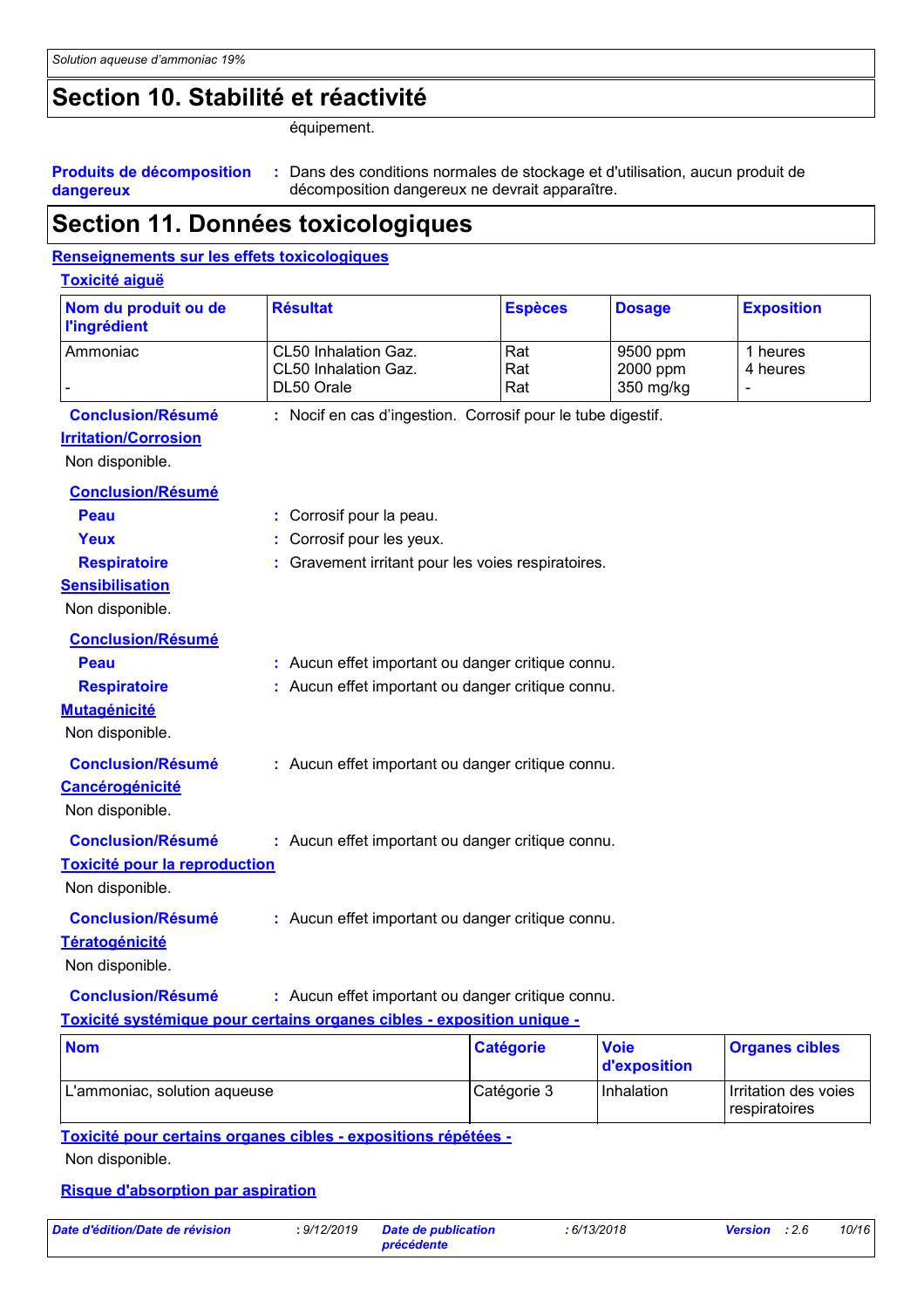# Section 10. Stabilité et réactivité

équipement.

**Produits de décomposition dangereux** : Dans des conditions normales de stockage et d'utilisation, aucun produit de décomposition dangereux ne devrait apparaître.

# Section 11. Données toxicologiques

## Renseignements sur les effets toxicologiques

### Toxicité aiguë

| Nom du produit ou de l'ingrédient | Résultat | Espèces | Dosage | Exposition |
|---|---|---|---|---|
| Ammoniac<br>-<br>- | CL50 Inhalation Gaz.<br>CL50 Inhalation Gaz.<br>DL50 Orale | Rat<br>Rat<br>Rat | 9500 ppm<br>2000 ppm<br>350 mg/kg | 1 heures<br>4 heures<br>- |

**Conclusion/Résumé** : Nocif en cas d'ingestion. Corrosif pour le tube digestif.

### Irritation/Corrosion

Non disponible.

**Conclusion/Résumé**

**Peau** : Corrosif pour la peau.

**Yeux** : Corrosif pour les yeux.

**Respiratoire** : Gravement irritant pour les voies respiratoires.

### Sensibilisation

Non disponible.

**Conclusion/Résumé**

**Peau** : Aucun effet important ou danger critique connu.

**Respiratoire** : Aucun effet important ou danger critique connu.

### Mutagénicité

Non disponible.

**Conclusion/Résumé** : Aucun effet important ou danger critique connu.

### Cancérogénicité

Non disponible.

**Conclusion/Résumé** : Aucun effet important ou danger critique connu.

### Toxicité pour la reproduction

Non disponible.

**Conclusion/Résumé** : Aucun effet important ou danger critique connu.

### Tératogénicité

Non disponible.

**Conclusion/Résumé** : Aucun effet important ou danger critique connu.

### Toxicité systémique pour certains organes cibles - exposition unique -

| Nom | Catégorie | Voie d'exposition | Organes cibles |
|---|---|---|---|
| L'ammoniac, solution aqueuse | Catégorie 3 | Inhalation | Irritation des voies respiratoires |

### Toxicité pour certains organes cibles - expositions répétées -

Non disponible.

### Risque d'absorption par aspiration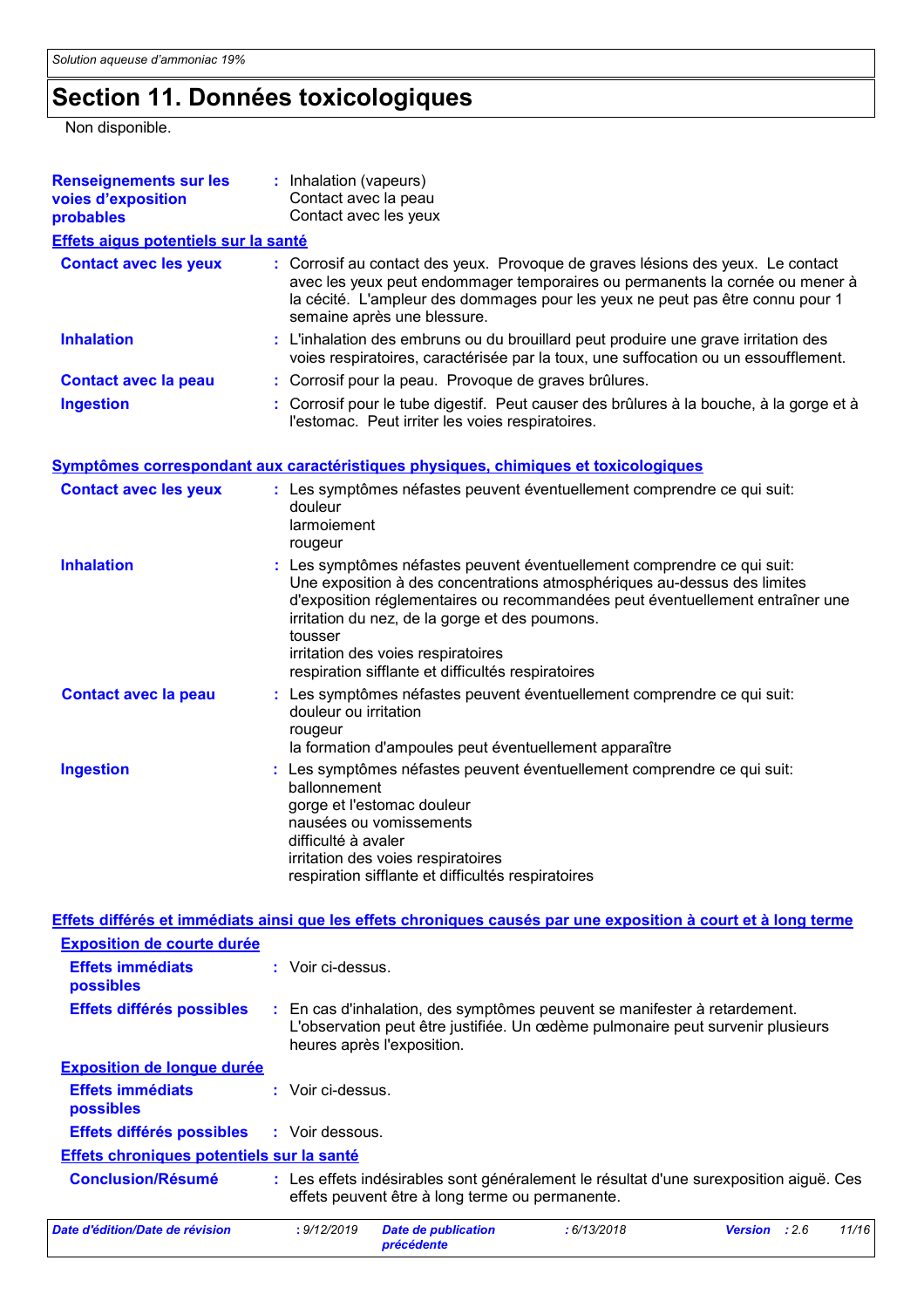# Section 11. Données toxicologiques

Non disponible.

**Renseignements sur les voies d'exposition probables** : Inhalation (vapeurs)
Contact avec la peau
Contact avec les yeux

**Effets aigus potentiels sur la santé**

**Contact avec les yeux** : Corrosif au contact des yeux. Provoque de graves lésions des yeux. Le contact avec les yeux peut endommager temporaires ou permanents la cornée ou mener à la cécité. L'ampleur des dommages pour les yeux ne peut pas être connu pour 1 semaine après une blessure.

**Inhalation** : L'inhalation des embruns ou du brouillard peut produire une grave irritation des voies respiratoires, caractérisée par la toux, une suffocation ou un essoufflement.

**Contact avec la peau** : Corrosif pour la peau. Provoque de graves brûlures.

**Ingestion** : Corrosif pour le tube digestif. Peut causer des brûlures à la bouche, à la gorge et à l'estomac. Peut irriter les voies respiratoires.

**Symptômes correspondant aux caractéristiques physiques, chimiques et toxicologiques**

**Contact avec les yeux** : Les symptômes néfastes peuvent éventuellement comprendre ce qui suit:
douleur
larmoiement
rougeur

**Inhalation** : Les symptômes néfastes peuvent éventuellement comprendre ce qui suit:
Une exposition à des concentrations atmosphériques au-dessus des limites d'exposition réglementaires ou recommandées peut éventuellement entraîner une irritation du nez, de la gorge et des poumons.
tousser
irritation des voies respiratoires
respiration sifflante et difficultés respiratoires

**Contact avec la peau** : Les symptômes néfastes peuvent éventuellement comprendre ce qui suit:
douleur ou irritation
rougeur
la formation d'ampoules peut éventuellement apparaître

**Ingestion** : Les symptômes néfastes peuvent éventuellement comprendre ce qui suit:
ballonnement
gorge et l'estomac douleur
nausées ou vomissements
difficulté à avaler
irritation des voies respiratoires
respiration sifflante et difficultés respiratoires

**Effets différés et immédiats ainsi que les effets chroniques causés par une exposition à court et à long terme**

**Exposition de courte durée**

**Effets immédiats possibles** : Voir ci-dessus.

**Effets différés possibles** : En cas d'inhalation, des symptômes peuvent se manifester à retardement. L'observation peut être justifiée. Un œdème pulmonaire peut survenir plusieurs heures après l'exposition.

**Exposition de longue durée**

**Effets immédiats possibles** : Voir ci-dessus.

**Effets différés possibles** : Voir dessous.

**Effets chroniques potentiels sur la santé**

**Conclusion/Résumé** : Les effets indésirables sont généralement le résultat d'une surexposition aiguë. Ces effets peuvent être à long terme ou permanente.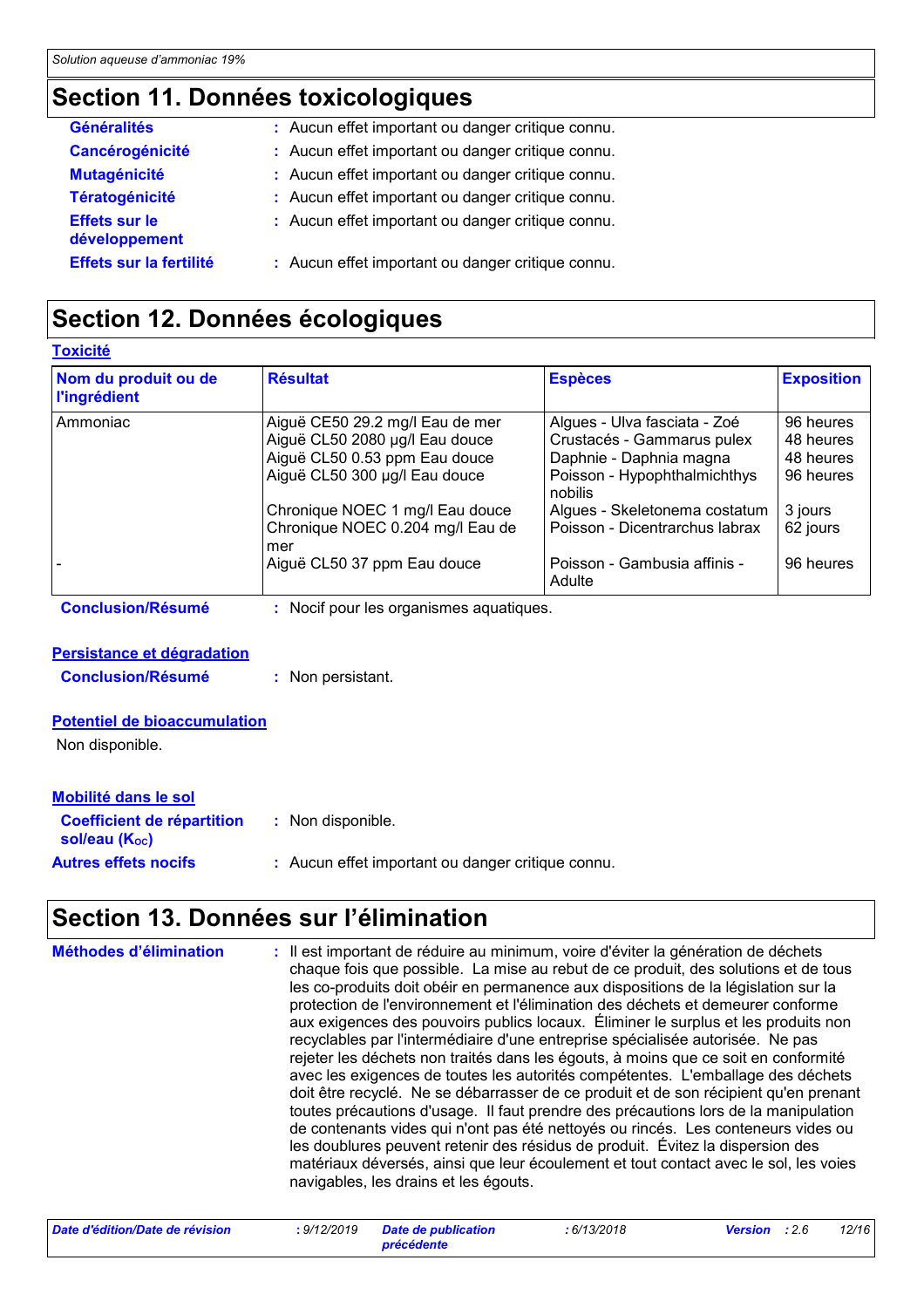## Section 11. Données toxicologiques

**Généralités** : Aucun effet important ou danger critique connu.

**Cancérogénicité** : Aucun effet important ou danger critique connu.

**Mutagénicité** : Aucun effet important ou danger critique connu.

**Tératogénicité** : Aucun effet important ou danger critique connu.

**Effets sur le développement** : Aucun effet important ou danger critique connu.

**Effets sur la fertilité** : Aucun effet important ou danger critique connu.

## Section 12. Données écologiques

**Toxicité**

| Nom du produit ou de l'ingrédient | Résultat | Espèces | Exposition |
|---|---|---|---|
| Ammoniac | Aiguë CE50 29.2 mg/l Eau de mer | Algues - Ulva fasciata - Zoé | 96 heures |
| | Aiguë CL50 2080 µg/l Eau douce | Crustacés - Gammarus pulex | 48 heures |
| | Aiguë CL50 0.53 ppm Eau douce | Daphnie - Daphnia magna | 48 heures |
| | Aiguë CL50 300 µg/l Eau douce | Poisson - Hypophthalmichthys nobilis | 96 heures |
| | Chronique NOEC 1 mg/l Eau douce | Algues - Skeletonema costatum | 3 jours |
| | Chronique NOEC 0.204 mg/l Eau de mer | Poisson - Dicentrarchus labrax | 62 jours |
| - | Aiguë CL50 37 ppm Eau douce | Poisson - Gambusia affinis - Adulte | 96 heures |

**Conclusion/Résumé** : Nocif pour les organismes aquatiques.

**Persistance et dégradation**

**Conclusion/Résumé** : Non persistant.

**Potentiel de bioaccumulation**

Non disponible.

**Mobilité dans le sol**

**Coefficient de répartition sol/eau ($K_{OC}$)** : Non disponible.

**Autres effets nocifs** : Aucun effet important ou danger critique connu.

## Section 13. Données sur l'élimination

**Méthodes d'élimination** : Il est important de réduire au minimum, voire d'éviter la génération de déchets chaque fois que possible. La mise au rebut de ce produit, des solutions et de tous les co-produits doit obéir en permanence aux dispositions de la législation sur la protection de l'environnement et l'élimination des déchets et demeurer conforme aux exigences des pouvoirs publics locaux. Éliminer le surplus et les produits non recyclables par l'intermédiaire d'une entreprise spécialisée autorisée. Ne pas rejeter les déchets non traités dans les égouts, à moins que ce soit en conformité avec les exigences de toutes les autorités compétentes. L'emballage des déchets doit être recyclé. Ne se débarrasser de ce produit et de son récipient qu'en prenant toutes précautions d'usage. Il faut prendre des précautions lors de la manipulation de contenants vides qui n'ont pas été nettoyés ou rincés. Les conteneurs vides ou les doublures peuvent retenir des résidus de produit. Évitez la dispersion des matériaux déversés, ainsi que leur écoulement et tout contact avec le sol, les voies navigables, les drains et les égouts.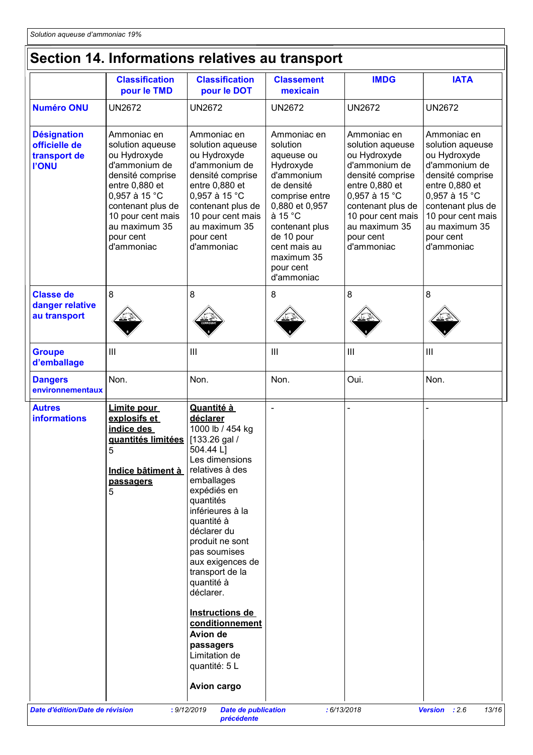## Section 14. Informations relatives au transport

| | Classification pour le TMD | Classification pour le DOT | Classement mexicain | IMDG | IATA |
|---|---|---|---|---|---|
| **Numéro ONU** | UN2672 | UN2672 | UN2672 | UN2672 | UN2672 |
| **Désignation officielle de transport de l'ONU** | Ammoniac en solution aqueuse ou Hydroxyde d'ammonium de densité comprise entre 0,880 et 0,957 à 15 °C contenant plus de 10 pour cent mais au maximum 35 pour cent d'ammoniac | Ammoniac en solution aqueuse ou Hydroxyde d'ammonium de densité comprise entre 0,880 et 0,957 à 15 °C contenant plus de 10 pour cent mais au maximum 35 pour cent d'ammoniac | Ammoniac en solution aqueuse ou Hydroxyde d'ammonium de densité comprise entre 0,880 et 0,957 à 15 °C contenant plus de 10 pour cent mais au maximum 35 pour cent d'ammoniac | Ammoniac en solution aqueuse ou Hydroxyde d'ammonium de densité comprise entre 0,880 et 0,957 à 15 °C contenant plus de 10 pour cent mais au maximum 35 pour cent d'ammoniac | Ammoniac en solution aqueuse ou Hydroxyde d'ammonium de densité comprise entre 0,880 et 0,957 à 15 °C contenant plus de 10 pour cent mais au maximum 35 pour cent d'ammoniac |
| **Classe de danger relative au transport** | 8 | 8 | 8 | 8 | 8 |
| **Groupe d'emballage** | III | III | III | III | III |
| **Dangers environnementaux** | Non. | Non. | Non. | Oui. | Non. |
| **Autres informations** | **Limite pour explosifs et indice des quantités limitées** 5<br><br>**Indice bâtiment à passagers** 5 | **Quantité à déclarer** 1000 lb / 454 kg [133.26 gal / 504.44 L] Les dimensions relatives à des emballages expédiés en quantités inférieures à la quantité à déclarer du produit ne sont pas soumises aux exigences de transport de la quantité à déclarer.<br><br>**Instructions de conditionnement**<br>**Avion de passagers** Limitation de quantité: 5 L<br><br>**Avion cargo** | - | - | - |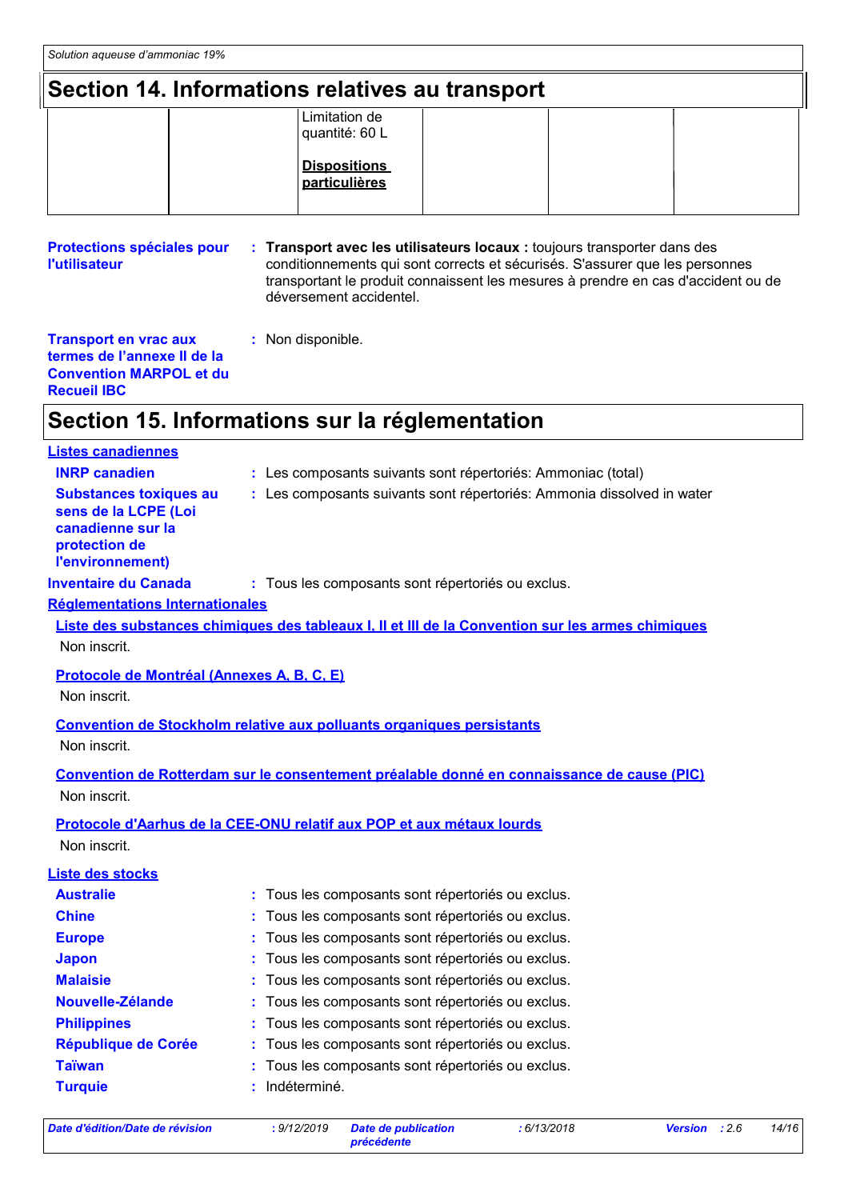## Section 14. Informations relatives au transport

|  |  |  |  |  |  |
|---|---|---|---|---|---|
|  |  | Limitation de quantité: 60 L<br><br>**Dispositions particulières** |  |  |  |

**Protections spéciales pour l'utilisateur** : **Transport avec les utilisateurs locaux :** toujours transporter dans des conditionnements qui sont corrects et sécurisés. S'assurer que les personnes transportant le produit connaissent les mesures à prendre en cas d'accident ou de déversement accidentel.

**Transport en vrac aux termes de l'annexe II de la Convention MARPOL et du Recueil IBC** : Non disponible.

## Section 15. Informations sur la réglementation

**Listes canadiennes**

**INRP canadien** : Les composants suivants sont répertoriés: Ammoniac (total)

**Substances toxiques au sens de la LCPE (Loi canadienne sur la protection de l'environnement)** : Les composants suivants sont répertoriés: Ammonia dissolved in water

**Inventaire du Canada** : Tous les composants sont répertoriés ou exclus.

**Réglementations Internationales**

**Liste des substances chimiques des tableaux I, II et III de la Convention sur les armes chimiques**

Non inscrit.

**Protocole de Montréal (Annexes A, B, C, E)**

Non inscrit.

**Convention de Stockholm relative aux polluants organiques persistants**

Non inscrit.

**Convention de Rotterdam sur le consentement préalable donné en connaissance de cause (PIC)**

Non inscrit.

**Protocole d'Aarhus de la CEE-ONU relatif aux POP et aux métaux lourds**

Non inscrit.

**Liste des stocks**

**Australie** : Tous les composants sont répertoriés ou exclus.

**Chine** : Tous les composants sont répertoriés ou exclus.

**Europe** : Tous les composants sont répertoriés ou exclus.

**Japon** : Tous les composants sont répertoriés ou exclus.

**Malaisie** : Tous les composants sont répertoriés ou exclus.

**Nouvelle-Zélande** : Tous les composants sont répertoriés ou exclus.

**Philippines** : Tous les composants sont répertoriés ou exclus.

**République de Corée** : Tous les composants sont répertoriés ou exclus.

**Taïwan** : Tous les composants sont répertoriés ou exclus.

**Turquie** : Indéterminé.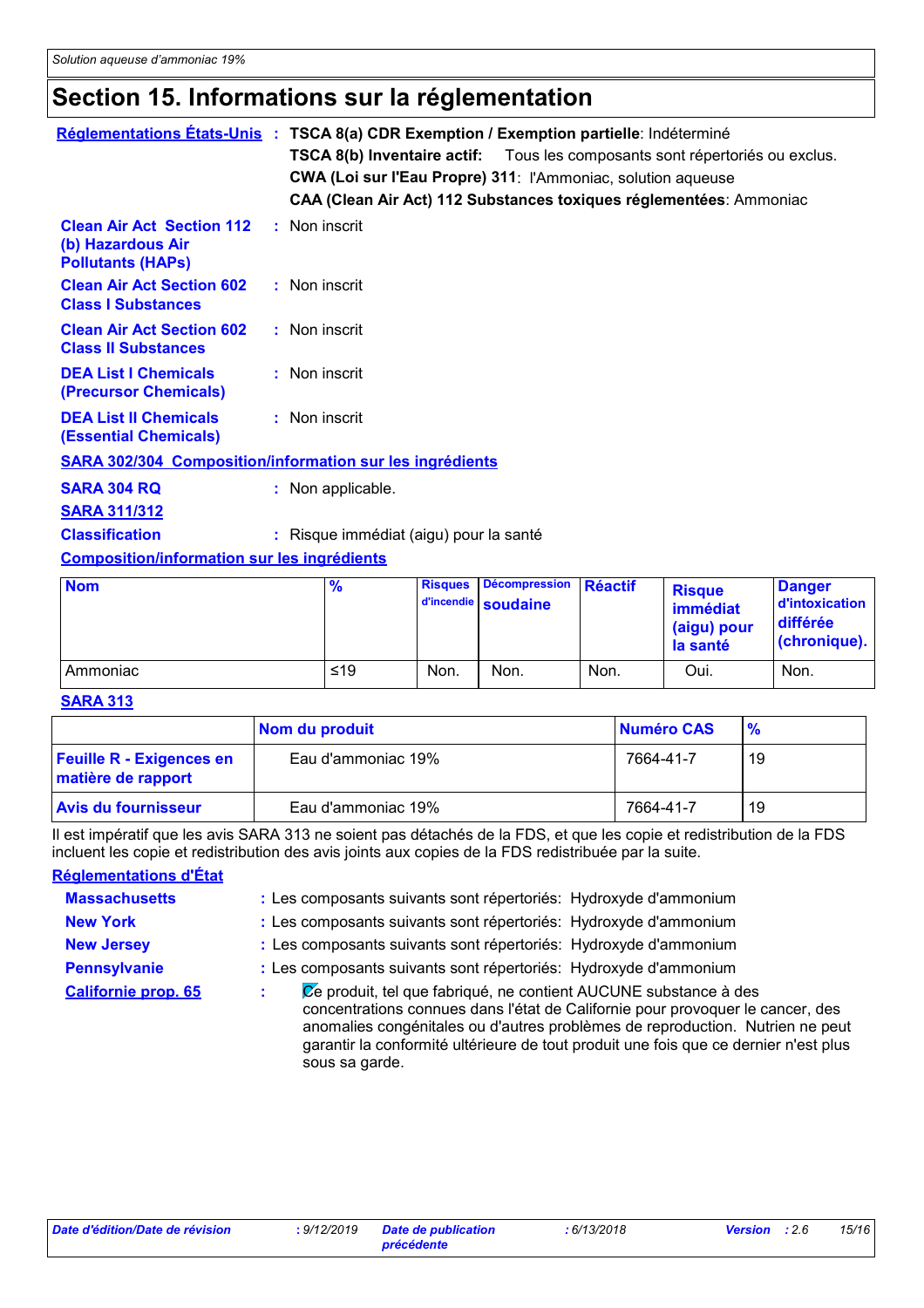# Section 15. Informations sur la réglementation

**Réglementations États-Unis** : **TSCA 8(a) CDR Exemption / Exemption partielle**: Indéterminé
**TSCA 8(b) Inventaire actif:** Tous les composants sont répertoriés ou exclus.
**CWA (Loi sur l'Eau Propre) 311**: l'Ammoniac, solution aqueuse
**CAA (Clean Air Act) 112 Substances toxiques réglementées**: Ammoniac

**Clean Air Act Section 112 (b) Hazardous Air Pollutants (HAPs)** : Non inscrit

**Clean Air Act Section 602 Class I Substances** : Non inscrit

**Clean Air Act Section 602 Class II Substances** : Non inscrit

**DEA List I Chemicals (Precursor Chemicals)** : Non inscrit

**DEA List II Chemicals (Essential Chemicals)** : Non inscrit

**SARA 302/304 Composition/information sur les ingrédients**

**SARA 304 RQ** : Non applicable.

**SARA 311/312**

**Classification** : Risque immédiat (aigu) pour la santé

**Composition/information sur les ingrédients**

| Nom | % | Risques d'incendie | Décompression soudaine | Réactif | Risque immédiat (aigu) pour la santé | Danger d'intoxication différée (chronique). |
|---|---|---|---|---|---|---|
| Ammoniac | ≤19 | Non. | Non. | Non. | Oui. | Non. |

**SARA 313**

| | Nom du produit | Numéro CAS | % |
|---|---|---|---|
| **Feuille R - Exigences en matière de rapport** | Eau d'ammoniac 19% | 7664-41-7 | 19 |
| **Avis du fournisseur** | Eau d'ammoniac 19% | 7664-41-7 | 19 |

Il est impératif que les avis SARA 313 ne soient pas détachés de la FDS, et que les copie et redistribution de la FDS incluent les copie et redistribution des avis joints aux copies de la FDS redistribuée par la suite.

**Réglementations d'État**

**Massachusetts** : Les composants suivants sont répertoriés: Hydroxyde d'ammonium

**New York** : Les composants suivants sont répertoriés: Hydroxyde d'ammonium

**New Jersey** : Les composants suivants sont répertoriés: Hydroxyde d'ammonium

**Pennsylvanie** : Les composants suivants sont répertoriés: Hydroxyde d'ammonium

**Californie prop. 65** : Ce produit, tel que fabriqué, ne contient AUCUNE substance à des concentrations connues dans l'état de Californie pour provoquer le cancer, des anomalies congénitales ou d'autres problèmes de reproduction. Nutrien ne peut garantir la conformité ultérieure de tout produit une fois que ce dernier n'est plus sous sa garde.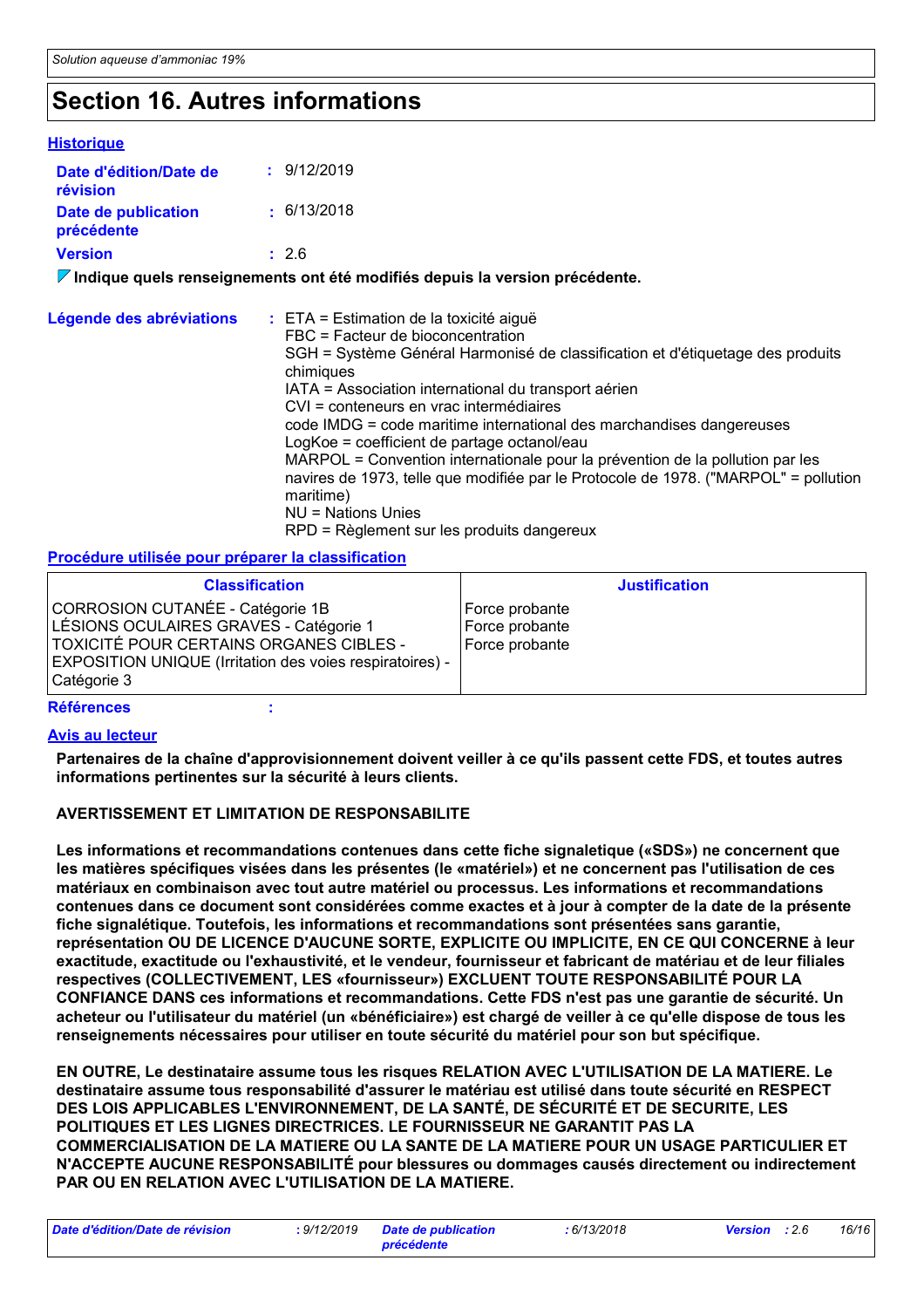# Section 16. Autres informations

## Historique

| | | |
|---|---|---|
| **Date d'édition/Date de révision** | : | 9/12/2019 |
| **Date de publication précédente** | : | 6/13/2018 |
| **Version** | : | 2.6 |

**Indique quels renseignements ont été modifiés depuis la version précédente.**

**Légende des abréviations** :
ETA = Estimation de la toxicité aiguë
FBC = Facteur de bioconcentration
SGH = Système Général Harmonisé de classification et d'étiquetage des produits chimiques
IATA = Association international du transport aérien
CVI = conteneurs en vrac intermédiaires
code IMDG = code maritime international des marchandises dangereuses
LogKoe = coefficient de partage octanol/eau
MARPOL = Convention internationale pour la prévention de la pollution par les navires de 1973, telle que modifiée par le Protocole de 1978. ("MARPOL" = pollution maritime)
NU = Nations Unies
RPD = Règlement sur les produits dangereux

## Procédure utilisée pour préparer la classification

| Classification | Justification |
|---|---|
| CORROSION CUTANÉE - Catégorie 1B | Force probante |
| LÉSIONS OCULAIRES GRAVES - Catégorie 1 | Force probante |
| TOXICITÉ POUR CERTAINS ORGANES CIBLES - EXPOSITION UNIQUE (Irritation des voies respiratoires) - Catégorie 3 | Force probante |

**Références** :

## Avis au lecteur

**Partenaires de la chaîne d'approvisionnement doivent veiller à ce qu'ils passent cette FDS, et toutes autres informations pertinentes sur la sécurité à leurs clients.**

**AVERTISSEMENT ET LIMITATION DE RESPONSABILITE**

**Les informations et recommandations contenues dans cette fiche signaletique («SDS») ne concernent que les matières spécifiques visées dans les présentes (le «matériel») et ne concernent pas l'utilisation de ces matériaux en combinaison avec tout autre matériel ou processus. Les informations et recommandations contenues dans ce document sont considérées comme exactes et à jour à compter de la date de la présente fiche signalétique. Toutefois, les informations et recommandations sont présentées sans garantie, représentation OU DE LICENCE D'AUCUNE SORTE, EXPLICITE OU IMPLICITE, EN CE QUI CONCERNE à leur exactitude, exactitude ou l'exhaustivité, et le vendeur, fournisseur et fabricant de matériau et de leur filiales respectives (COLLECTIVEMENT, LES «fournisseur») EXCLUENT TOUTE RESPONSABILITÉ POUR LA CONFIANCE DANS ces informations et recommandations. Cette FDS n'est pas une garantie de sécurité. Un acheteur ou l'utilisateur du matériel (un «bénéficiaire») est chargé de veiller à ce qu'elle dispose de tous les renseignements nécessaires pour utiliser en toute sécurité du matériel pour son but spécifique.**

**EN OUTRE, Le destinataire assume tous les risques RELATION AVEC L'UTILISATION DE LA MATIERE. Le destinataire assume tous responsabilité d'assurer le matériau est utilisé dans toute sécurité en RESPECT DES LOIS APPLICABLES L'ENVIRONNEMENT, DE LA SANTÉ, DE SÉCURITÉ ET DE SECURITE, LES POLITIQUES ET LES LIGNES DIRECTRICES. LE FOURNISSEUR NE GARANTIT PAS LA COMMERCIALISATION DE LA MATIERE OU LA SANTE DE LA MATIERE POUR UN USAGE PARTICULIER ET N'ACCEPTE AUCUNE RESPONSABILITÉ pour blessures ou dommages causés directement ou indirectement PAR OU EN RELATION AVEC L'UTILISATION DE LA MATIERE.**